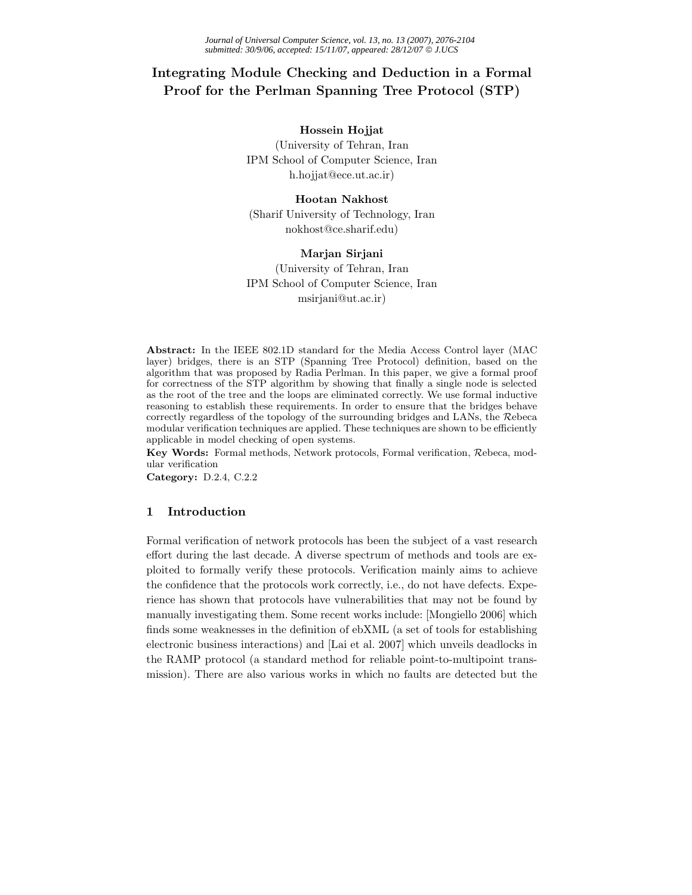# Integrating Module Checking and Deduction in a Formal Proof for the Perlman Spanning Tree Protocol (STP)

**Hossein Hojjat**
(University of Tehran, Iran
IPM School of Computer Science, Iran
h.hojjat@ece.ut.ac.ir)

**Hootan Nakhost**
(Sharif University of Technology, Iran
nokhost@ce.sharif.edu)

**Marjan Sirjani**
(University of Tehran, Iran
IPM School of Computer Science, Iran
msirjani@ut.ac.ir)

**Abstract:** In the IEEE 802.1D standard for the Media Access Control layer (MAC layer) bridges, there is an STP (Spanning Tree Protocol) definition, based on the algorithm that was proposed by Radia Perlman. In this paper, we give a formal proof for correctness of the STP algorithm by showing that finally a single node is selected as the root of the tree and the loops are eliminated correctly. We use formal inductive reasoning to establish these requirements. In order to ensure that the bridges behave correctly regardless of the topology of the surrounding bridges and LANs, the $\mathcal{R}$ebeca modular verification techniques are applied. These techniques are shown to be efficiently applicable in model checking of open systems.

**Key Words:** Formal methods, Network protocols, Formal verification, $\mathcal{R}$ebeca, modular verification

**Category:** D.2.4, C.2.2

## 1 Introduction

Formal verification of network protocols has been the subject of a vast research effort during the last decade. A diverse spectrum of methods and tools are exploited to formally verify these protocols. Verification mainly aims to achieve the confidence that the protocols work correctly, i.e., do not have defects. Experience has shown that protocols have vulnerabilities that may not be found by manually investigating them. Some recent works include: [Mongiello 2006] which finds some weaknesses in the definition of ebXML (a set of tools for establishing electronic business interactions) and [Lai et al. 2007] which unveils deadlocks in the RAMP protocol (a standard method for reliable point-to-multipoint transmission). There are also various works in which no faults are detected but the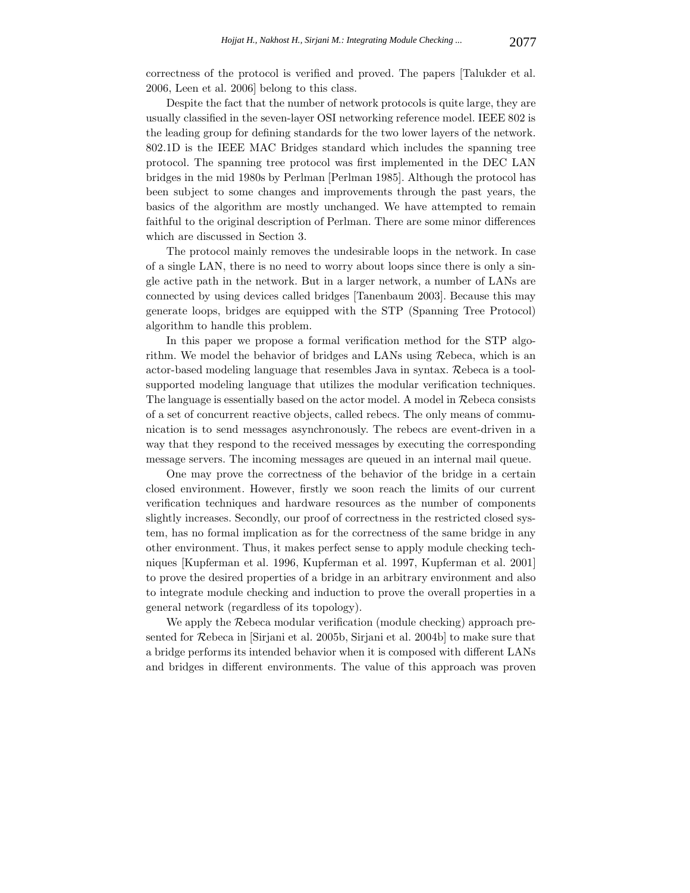correctness of the protocol is verified and proved. The papers [Talukder et al. 2006, Leen et al. 2006] belong to this class.

Despite the fact that the number of network protocols is quite large, they are usually classified in the seven-layer OSI networking reference model. IEEE 802 is the leading group for defining standards for the two lower layers of the network. 802.1D is the IEEE MAC Bridges standard which includes the spanning tree protocol. The spanning tree protocol was first implemented in the DEC LAN bridges in the mid 1980s by Perlman [Perlman 1985]. Although the protocol has been subject to some changes and improvements through the past years, the basics of the algorithm are mostly unchanged. We have attempted to remain faithful to the original description of Perlman. There are some minor differences which are discussed in Section 3.

The protocol mainly removes the undesirable loops in the network. In case of a single LAN, there is no need to worry about loops since there is only a single active path in the network. But in a larger network, a number of LANs are connected by using devices called bridges [Tanenbaum 2003]. Because this may generate loops, bridges are equipped with the STP (Spanning Tree Protocol) algorithm to handle this problem.

In this paper we propose a formal verification method for the STP algorithm. We model the behavior of bridges and LANs using $\mathcal{R}$ebeca, which is an actor-based modeling language that resembles Java in syntax. $\mathcal{R}$ebeca is a tool-supported modeling language that utilizes the modular verification techniques. The language is essentially based on the actor model. A model in $\mathcal{R}$ebeca consists of a set of concurrent reactive objects, called rebecs. The only means of communication is to send messages asynchronously. The rebecs are event-driven in a way that they respond to the received messages by executing the corresponding message servers. The incoming messages are queued in an internal mail queue.

One may prove the correctness of the behavior of the bridge in a certain closed environment. However, firstly we soon reach the limits of our current verification techniques and hardware resources as the number of components slightly increases. Secondly, our proof of correctness in the restricted closed system, has no formal implication as for the correctness of the same bridge in any other environment. Thus, it makes perfect sense to apply module checking techniques [Kupferman et al. 1996, Kupferman et al. 1997, Kupferman et al. 2001] to prove the desired properties of a bridge in an arbitrary environment and also to integrate module checking and induction to prove the overall properties in a general network (regardless of its topology).

We apply the $\mathcal{R}$ebeca modular verification (module checking) approach presented for $\mathcal{R}$ebeca in [Sirjani et al. 2005b, Sirjani et al. 2004b] to make sure that a bridge performs its intended behavior when it is composed with different LANs and bridges in different environments. The value of this approach was proven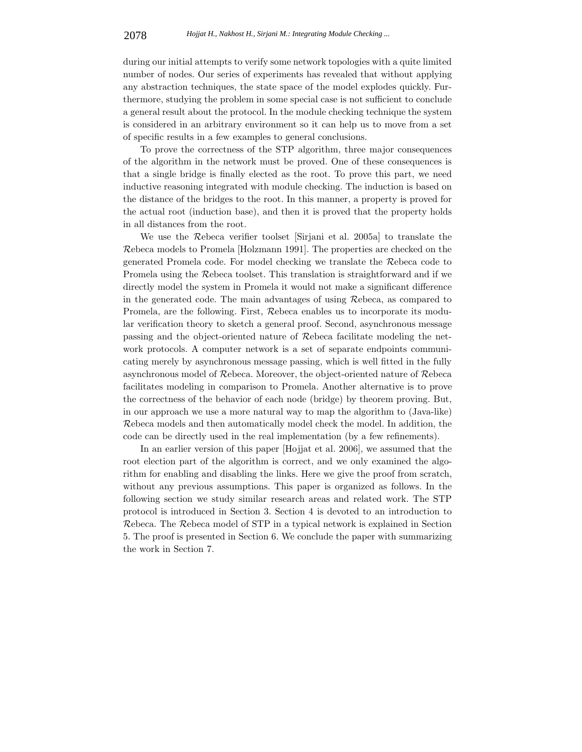during our initial attempts to verify some network topologies with a quite limited number of nodes. Our series of experiments has revealed that without applying any abstraction techniques, the state space of the model explodes quickly. Furthermore, studying the problem in some special case is not sufficient to conclude a general result about the protocol. In the module checking technique the system is considered in an arbitrary environment so it can help us to move from a set of specific results in a few examples to general conclusions.

To prove the correctness of the STP algorithm, three major consequences of the algorithm in the network must be proved. One of these consequences is that a single bridge is finally elected as the root. To prove this part, we need inductive reasoning integrated with module checking. The induction is based on the distance of the bridges to the root. In this manner, a property is proved for the actual root (induction base), and then it is proved that the property holds in all distances from the root.

We use the $\mathcal{R}$ebeca verifier toolset [Sirjani et al. 2005a] to translate the $\mathcal{R}$ebeca models to Promela [Holzmann 1991]. The properties are checked on the generated Promela code. For model checking we translate the $\mathcal{R}$ebeca code to Promela using the $\mathcal{R}$ebeca toolset. This translation is straightforward and if we directly model the system in Promela it would not make a significant difference in the generated code. The main advantages of using $\mathcal{R}$ebeca, as compared to Promela, are the following. First, $\mathcal{R}$ebeca enables us to incorporate its modular verification theory to sketch a general proof. Second, asynchronous message passing and the object-oriented nature of $\mathcal{R}$ebeca facilitate modeling the network protocols. A computer network is a set of separate endpoints communicating merely by asynchronous message passing, which is well fitted in the fully asynchronous model of $\mathcal{R}$ebeca. Moreover, the object-oriented nature of $\mathcal{R}$ebeca facilitates modeling in comparison to Promela. Another alternative is to prove the correctness of the behavior of each node (bridge) by theorem proving. But, in our approach we use a more natural way to map the algorithm to (Java-like) $\mathcal{R}$ebeca models and then automatically model check the model. In addition, the code can be directly used in the real implementation (by a few refinements).

In an earlier version of this paper [Hojjat et al. 2006], we assumed that the root election part of the algorithm is correct, and we only examined the algorithm for enabling and disabling the links. Here we give the proof from scratch, without any previous assumptions. This paper is organized as follows. In the following section we study similar research areas and related work. The STP protocol is introduced in Section 3. Section 4 is devoted to an introduction to $\mathcal{R}$ebeca. The $\mathcal{R}$ebeca model of STP in a typical network is explained in Section 5. The proof is presented in Section 6. We conclude the paper with summarizing the work in Section 7.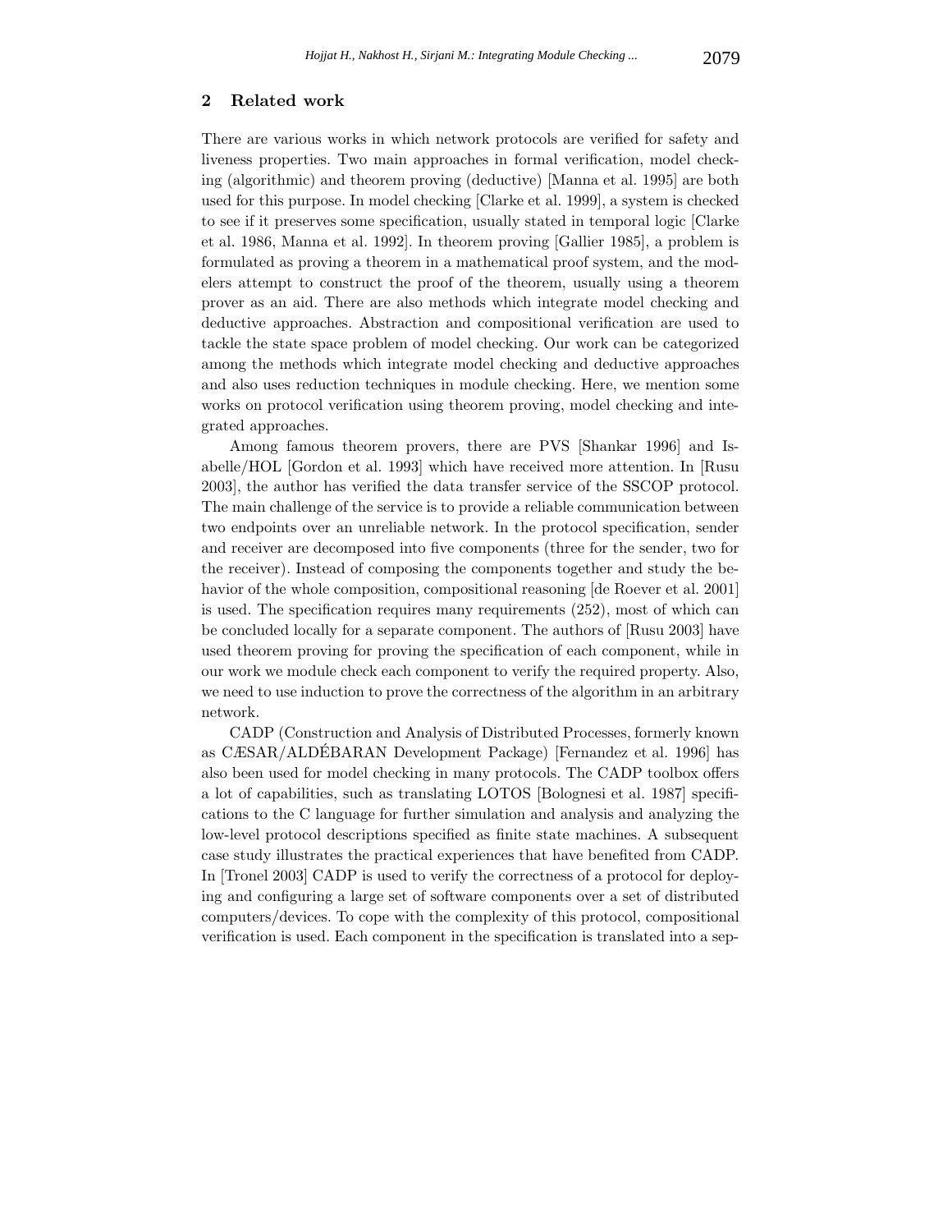## 2 Related work

There are various works in which network protocols are verified for safety and liveness properties. Two main approaches in formal verification, model checking (algorithmic) and theorem proving (deductive) [Manna et al. 1995] are both used for this purpose. In model checking [Clarke et al. 1999], a system is checked to see if it preserves some specification, usually stated in temporal logic [Clarke et al. 1986, Manna et al. 1992]. In theorem proving [Gallier 1985], a problem is formulated as proving a theorem in a mathematical proof system, and the modelers attempt to construct the proof of the theorem, usually using a theorem prover as an aid. There are also methods which integrate model checking and deductive approaches. Abstraction and compositional verification are used to tackle the state space problem of model checking. Our work can be categorized among the methods which integrate model checking and deductive approaches and also uses reduction techniques in module checking. Here, we mention some works on protocol verification using theorem proving, model checking and integrated approaches.

Among famous theorem provers, there are PVS [Shankar 1996] and Isabelle/HOL [Gordon et al. 1993] which have received more attention. In [Rusu 2003], the author has verified the data transfer service of the SSCOP protocol. The main challenge of the service is to provide a reliable communication between two endpoints over an unreliable network. In the protocol specification, sender and receiver are decomposed into five components (three for the sender, two for the receiver). Instead of composing the components together and study the behavior of the whole composition, compositional reasoning [de Roever et al. 2001] is used. The specification requires many requirements (252), most of which can be concluded locally for a separate component. The authors of [Rusu 2003] have used theorem proving for proving the specification of each component, while in our work we module check each component to verify the required property. Also, we need to use induction to prove the correctness of the algorithm in an arbitrary network.

CADP (Construction and Analysis of Distributed Processes, formerly known as CÆSAR/ALDÉBARAN Development Package) [Fernandez et al. 1996] has also been used for model checking in many protocols. The CADP toolbox offers a lot of capabilities, such as translating LOTOS [Bolognesi et al. 1987] specifications to the C language for further simulation and analysis and analyzing the low-level protocol descriptions specified as finite state machines. A subsequent case study illustrates the practical experiences that have benefited from CADP. In [Tronel 2003] CADP is used to verify the correctness of a protocol for deploying and configuring a large set of software components over a set of distributed computers/devices. To cope with the complexity of this protocol, compositional verification is used. Each component in the specification is translated into a sep-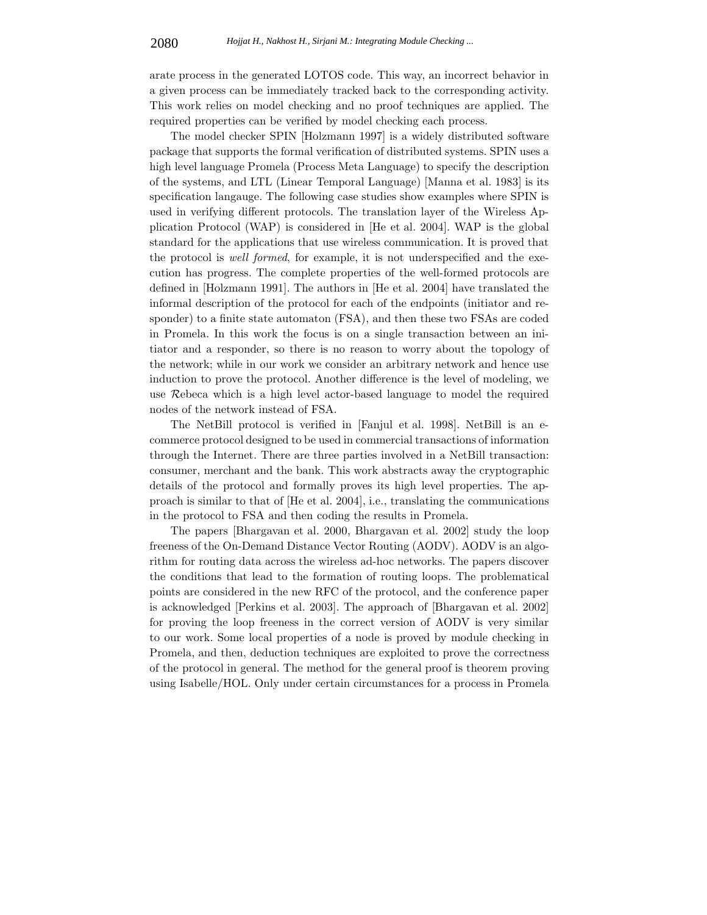arate process in the generated LOTOS code. This way, an incorrect behavior in a given process can be immediately tracked back to the corresponding activity. This work relies on model checking and no proof techniques are applied. The required properties can be verified by model checking each process.

The model checker SPIN [Holzmann 1997] is a widely distributed software package that supports the formal verification of distributed systems. SPIN uses a high level language Promela (Process Meta Language) to specify the description of the systems, and LTL (Linear Temporal Language) [Manna et al. 1983] is its specification langauge. The following case studies show examples where SPIN is used in verifying different protocols. The translation layer of the Wireless Application Protocol (WAP) is considered in [He et al. 2004]. WAP is the global standard for the applications that use wireless communication. It is proved that the protocol is *well formed*, for example, it is not underspecified and the execution has progress. The complete properties of the well-formed protocols are defined in [Holzmann 1991]. The authors in [He et al. 2004] have translated the informal description of the protocol for each of the endpoints (initiator and responder) to a finite state automaton (FSA), and then these two FSAs are coded in Promela. In this work the focus is on a single transaction between an initiator and a responder, so there is no reason to worry about the topology of the network; while in our work we consider an arbitrary network and hence use induction to prove the protocol. Another difference is the level of modeling, we use $\mathcal{R}$ebeca which is a high level actor-based language to model the required nodes of the network instead of FSA.

The NetBill protocol is verified in [Fanjul et al. 1998]. NetBill is an e-commerce protocol designed to be used in commercial transactions of information through the Internet. There are three parties involved in a NetBill transaction: consumer, merchant and the bank. This work abstracts away the cryptographic details of the protocol and formally proves its high level properties. The approach is similar to that of [He et al. 2004], i.e., translating the communications in the protocol to FSA and then coding the results in Promela.

The papers [Bhargavan et al. 2000, Bhargavan et al. 2002] study the loop freeness of the On-Demand Distance Vector Routing (AODV). AODV is an algorithm for routing data across the wireless ad-hoc networks. The papers discover the conditions that lead to the formation of routing loops. The problematical points are considered in the new RFC of the protocol, and the conference paper is acknowledged [Perkins et al. 2003]. The approach of [Bhargavan et al. 2002] for proving the loop freeness in the correct version of AODV is very similar to our work. Some local properties of a node is proved by module checking in Promela, and then, deduction techniques are exploited to prove the correctness of the protocol in general. The method for the general proof is theorem proving using Isabelle/HOL. Only under certain circumstances for a process in Promela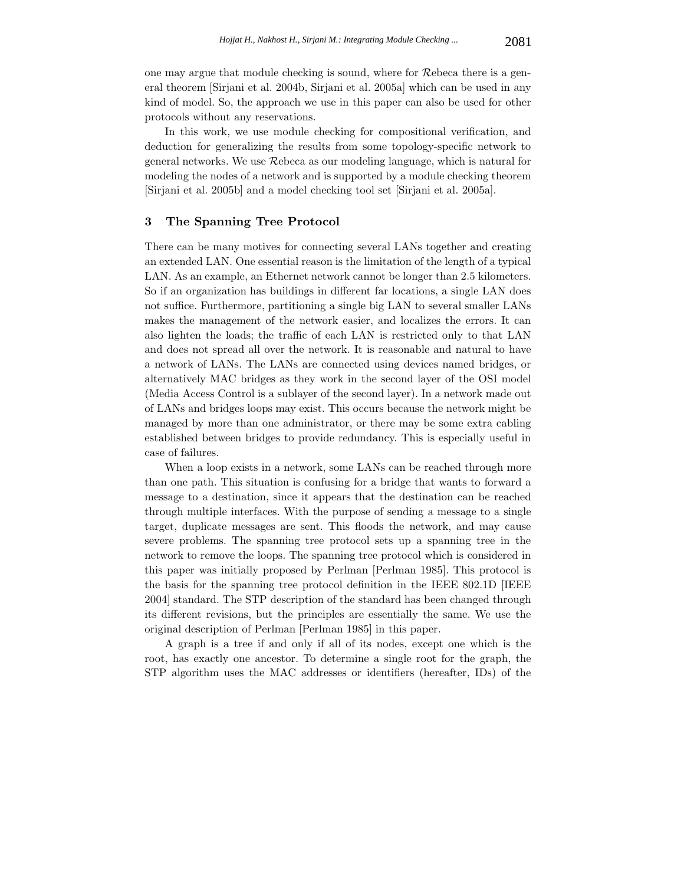one may argue that module checking is sound, where for $\mathcal{R}$ebeca there is a general theorem [Sirjani et al. 2004b, Sirjani et al. 2005a] which can be used in any kind of model. So, the approach we use in this paper can also be used for other protocols without any reservations.

In this work, we use module checking for compositional verification, and deduction for generalizing the results from some topology-specific network to general networks. We use $\mathcal{R}$ebeca as our modeling language, which is natural for modeling the nodes of a network and is supported by a module checking theorem [Sirjani et al. 2005b] and a model checking tool set [Sirjani et al. 2005a].

## 3 The Spanning Tree Protocol

There can be many motives for connecting several LANs together and creating an extended LAN. One essential reason is the limitation of the length of a typical LAN. As an example, an Ethernet network cannot be longer than 2.5 kilometers. So if an organization has buildings in different far locations, a single LAN does not suffice. Furthermore, partitioning a single big LAN to several smaller LANs makes the management of the network easier, and localizes the errors. It can also lighten the loads; the traffic of each LAN is restricted only to that LAN and does not spread all over the network. It is reasonable and natural to have a network of LANs. The LANs are connected using devices named bridges, or alternatively MAC bridges as they work in the second layer of the OSI model (Media Access Control is a sublayer of the second layer). In a network made out of LANs and bridges loops may exist. This occurs because the network might be managed by more than one administrator, or there may be some extra cabling established between bridges to provide redundancy. This is especially useful in case of failures.

When a loop exists in a network, some LANs can be reached through more than one path. This situation is confusing for a bridge that wants to forward a message to a destination, since it appears that the destination can be reached through multiple interfaces. With the purpose of sending a message to a single target, duplicate messages are sent. This floods the network, and may cause severe problems. The spanning tree protocol sets up a spanning tree in the network to remove the loops. The spanning tree protocol which is considered in this paper was initially proposed by Perlman [Perlman 1985]. This protocol is the basis for the spanning tree protocol definition in the IEEE 802.1D [IEEE 2004] standard. The STP description of the standard has been changed through its different revisions, but the principles are essentially the same. We use the original description of Perlman [Perlman 1985] in this paper.

A graph is a tree if and only if all of its nodes, except one which is the root, has exactly one ancestor. To determine a single root for the graph, the STP algorithm uses the MAC addresses or identifiers (hereafter, IDs) of the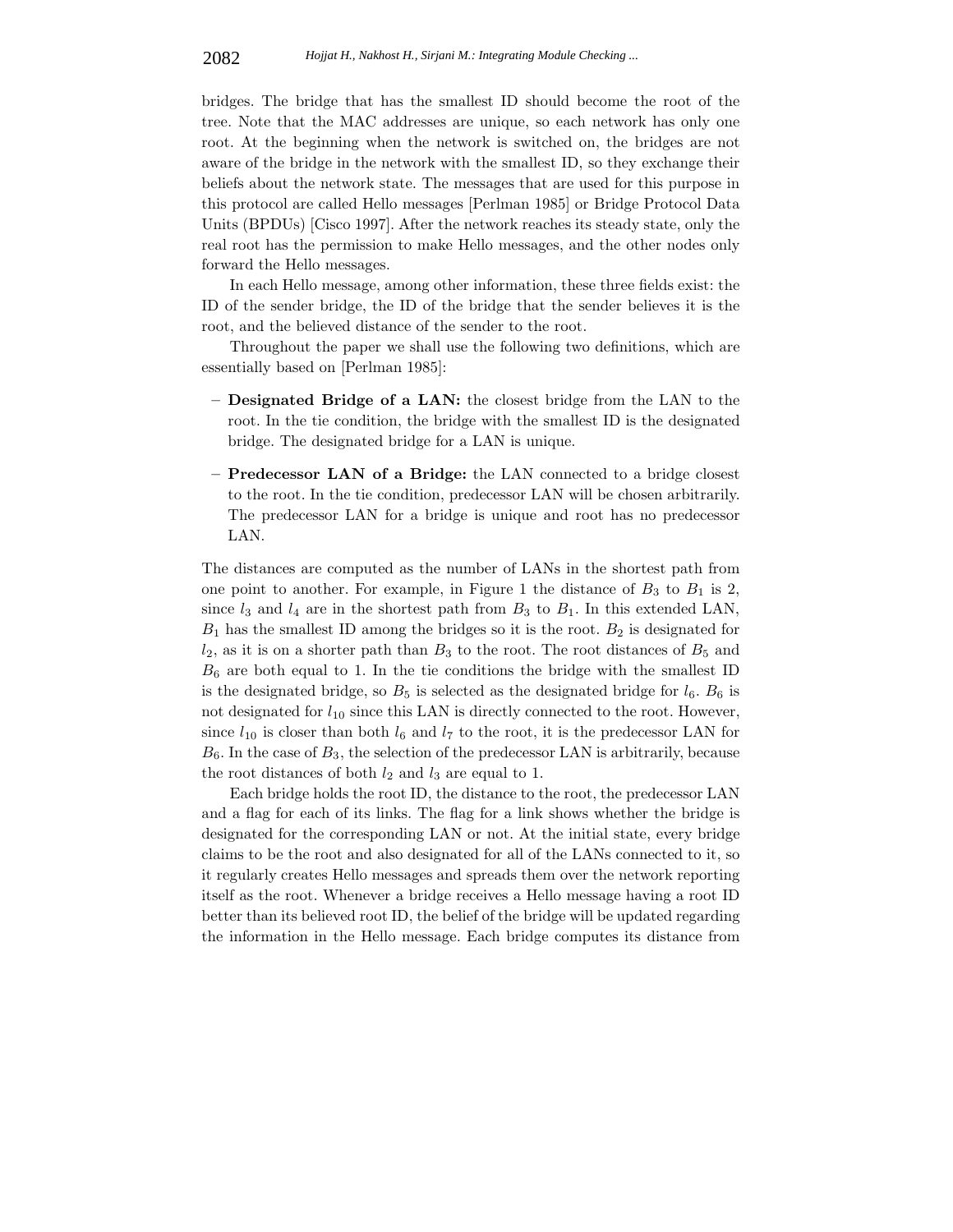bridges. The bridge that has the smallest ID should become the root of the tree. Note that the MAC addresses are unique, so each network has only one root. At the beginning when the network is switched on, the bridges are not aware of the bridge in the network with the smallest ID, so they exchange their beliefs about the network state. The messages that are used for this purpose in this protocol are called Hello messages [Perlman 1985] or Bridge Protocol Data Units (BPDUs) [Cisco 1997]. After the network reaches its steady state, only the real root has the permission to make Hello messages, and the other nodes only forward the Hello messages.

In each Hello message, among other information, these three fields exist: the ID of the sender bridge, the ID of the bridge that the sender believes it is the root, and the believed distance of the sender to the root.

Throughout the paper we shall use the following two definitions, which are essentially based on [Perlman 1985]:

- **Designated Bridge of a LAN:** the closest bridge from the LAN to the root. In the tie condition, the bridge with the smallest ID is the designated bridge. The designated bridge for a LAN is unique.
- **Predecessor LAN of a Bridge:** the LAN connected to a bridge closest to the root. In the tie condition, predecessor LAN will be chosen arbitrarily. The predecessor LAN for a bridge is unique and root has no predecessor LAN.

The distances are computed as the number of LANs in the shortest path from one point to another. For example, in Figure 1 the distance of $B_3$ to $B_1$ is 2, since $l_3$ and $l_4$ are in the shortest path from $B_3$ to $B_1$. In this extended LAN, $B_1$ has the smallest ID among the bridges so it is the root. $B_2$ is designated for $l_2$, as it is on a shorter path than $B_3$ to the root. The root distances of $B_5$ and $B_6$ are both equal to 1. In the tie conditions the bridge with the smallest ID is the designated bridge, so $B_5$ is selected as the designated bridge for $l_6$. $B_6$ is not designated for $l_{10}$ since this LAN is directly connected to the root. However, since $l_{10}$ is closer than both $l_6$ and $l_7$ to the root, it is the predecessor LAN for $B_6$. In the case of $B_3$, the selection of the predecessor LAN is arbitrarily, because the root distances of both $l_2$ and $l_3$ are equal to 1.

Each bridge holds the root ID, the distance to the root, the predecessor LAN and a flag for each of its links. The flag for a link shows whether the bridge is designated for the corresponding LAN or not. At the initial state, every bridge claims to be the root and also designated for all of the LANs connected to it, so it regularly creates Hello messages and spreads them over the network reporting itself as the root. Whenever a bridge receives a Hello message having a root ID better than its believed root ID, the belief of the bridge will be updated regarding the information in the Hello message. Each bridge computes its distance from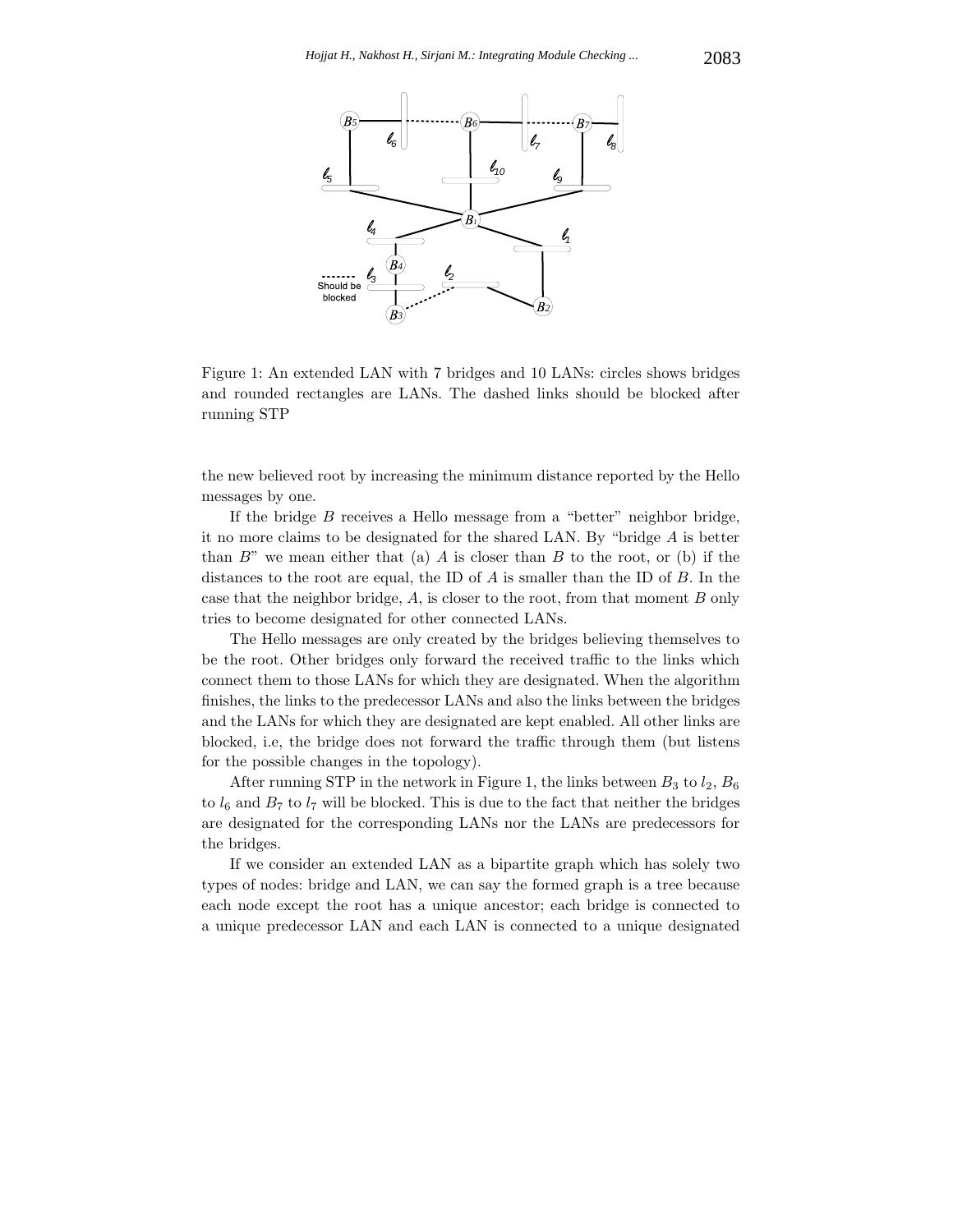Figure 1: An extended LAN with 7 bridges and 10 LANs: circles shows bridges and rounded rectangles are LANs. The dashed links should be blocked after running STP

the new believed root by increasing the minimum distance reported by the Hello messages by one.

If the bridge $B$ receives a Hello message from a "better" neighbor bridge, it no more claims to be designated for the shared LAN. By "bridge $A$ is better than $B$" we mean either that (a) $A$ is closer than $B$ to the root, or (b) if the distances to the root are equal, the ID of $A$ is smaller than the ID of $B$. In the case that the neighbor bridge, $A$, is closer to the root, from that moment $B$ only tries to become designated for other connected LANs.

The Hello messages are only created by the bridges believing themselves to be the root. Other bridges only forward the received traffic to the links which connect them to those LANs for which they are designated. When the algorithm finishes, the links to the predecessor LANs and also the links between the bridges and the LANs for which they are designated are kept enabled. All other links are blocked, i.e, the bridge does not forward the traffic through them (but listens for the possible changes in the topology).

After running STP in the network in Figure 1, the links between $B_3$ to $l_2$, $B_6$ to $l_6$ and $B_7$ to $l_7$ will be blocked. This is due to the fact that neither the bridges are designated for the corresponding LANs nor the LANs are predecessors for the bridges.

If we consider an extended LAN as a bipartite graph which has solely two types of nodes: bridge and LAN, we can say the formed graph is a tree because each node except the root has a unique ancestor; each bridge is connected to a unique predecessor LAN and each LAN is connected to a unique designated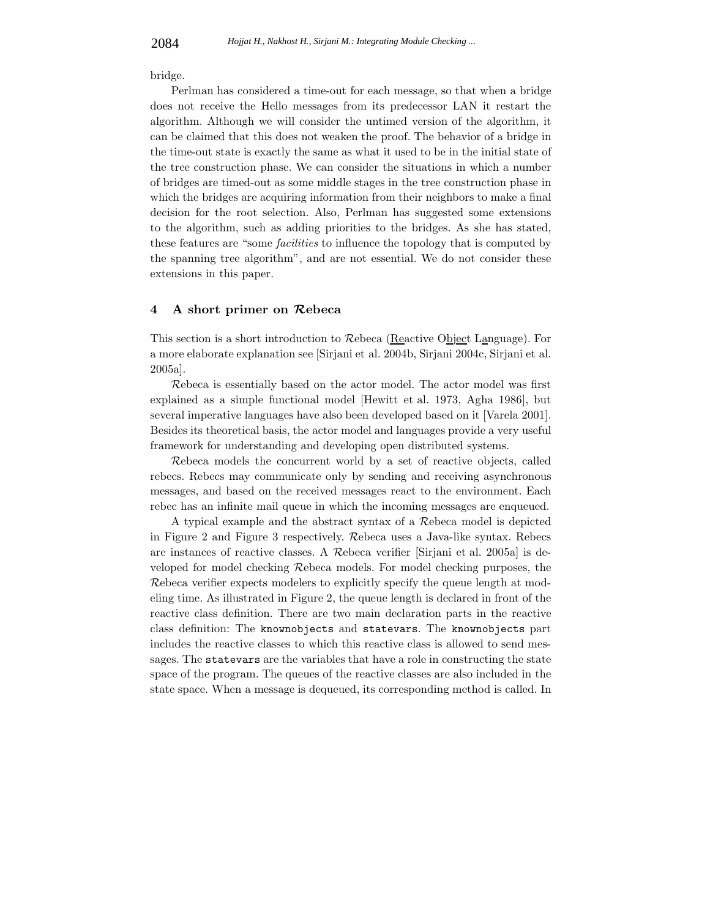bridge.

Perlman has considered a time-out for each message, so that when a bridge does not receive the Hello messages from its predecessor LAN it restart the algorithm. Although we will consider the untimed version of the algorithm, it can be claimed that this does not weaken the proof. The behavior of a bridge in the time-out state is exactly the same as what it used to be in the initial state of the tree construction phase. We can consider the situations in which a number of bridges are timed-out as some middle stages in the tree construction phase in which the bridges are acquiring information from their neighbors to make a final decision for the root selection. Also, Perlman has suggested some extensions to the algorithm, such as adding priorities to the bridges. As she has stated, these features are "some *facilities* to influence the topology that is computed by the spanning tree algorithm", and are not essential. We do not consider these extensions in this paper.

## 4 A short primer on $\mathcal{R}$ebeca

This section is a short introduction to $\mathcal{R}$ebeca (Reactive Object Language). For a more elaborate explanation see [Sirjani et al. 2004b, Sirjani 2004c, Sirjani et al. 2005a].

$\mathcal{R}$ebeca is essentially based on the actor model. The actor model was first explained as a simple functional model [Hewitt et al. 1973, Agha 1986], but several imperative languages have also been developed based on it [Varela 2001]. Besides its theoretical basis, the actor model and languages provide a very useful framework for understanding and developing open distributed systems.

$\mathcal{R}$ebeca models the concurrent world by a set of reactive objects, called rebecs. Rebecs may communicate only by sending and receiving asynchronous messages, and based on the received messages react to the environment. Each rebec has an infinite mail queue in which the incoming messages are enqueued.

A typical example and the abstract syntax of a $\mathcal{R}$ebeca model is depicted in Figure 2 and Figure 3 respectively. $\mathcal{R}$ebeca uses a Java-like syntax. Rebecs are instances of reactive classes. A $\mathcal{R}$ebeca verifier [Sirjani et al. 2005a] is developed for model checking $\mathcal{R}$ebeca models. For model checking purposes, the $\mathcal{R}$ebeca verifier expects modelers to explicitly specify the queue length at modeling time. As illustrated in Figure 2, the queue length is declared in front of the reactive class definition. There are two main declaration parts in the reactive class definition: The `knownobjects` and `statevars`. The `knownobjects` part includes the reactive classes to which this reactive class is allowed to send messages. The `statevars` are the variables that have a role in constructing the state space of the program. The queues of the reactive classes are also included in the state space. When a message is dequeued, its corresponding method is called. In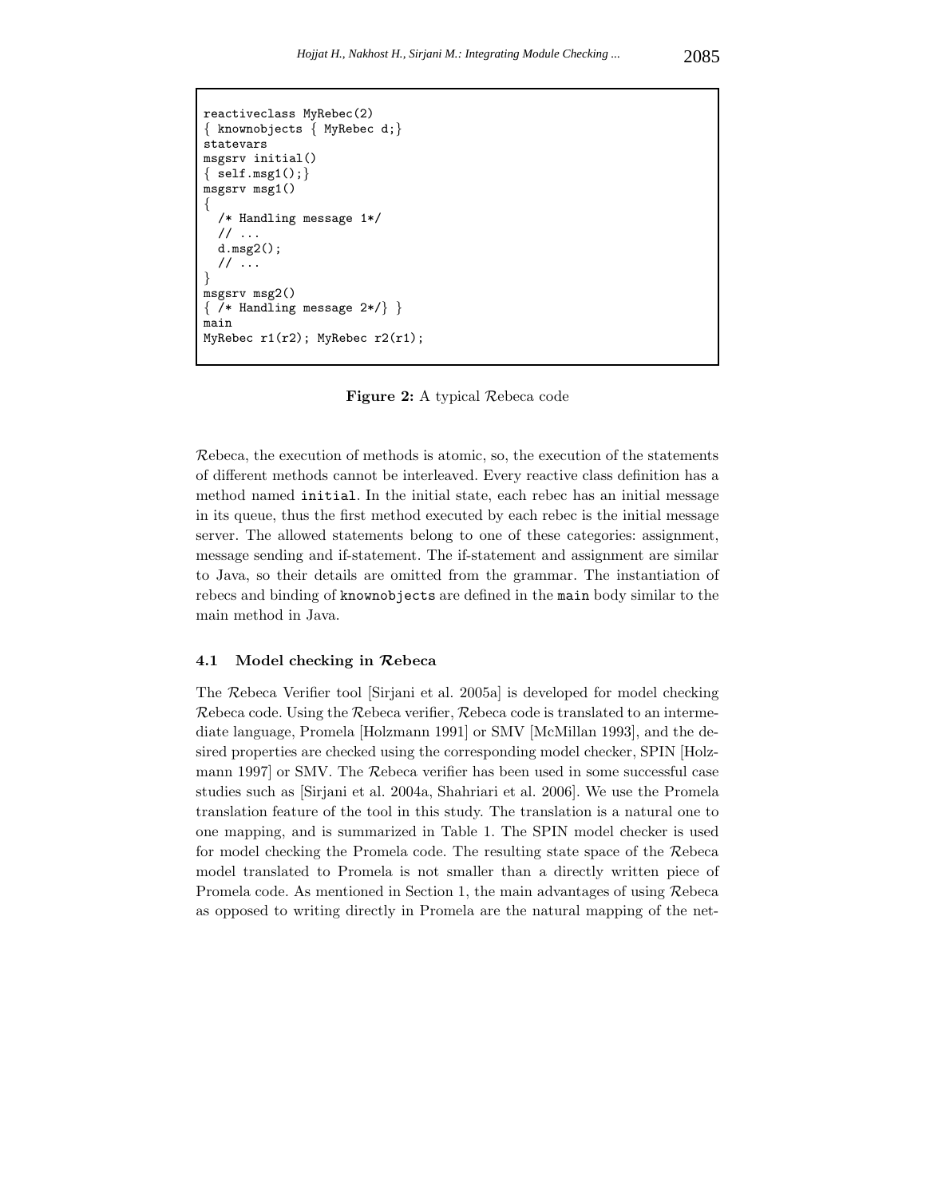```
reactiveclass MyRebec(2)
{ knownobjects { MyRebec d;}
statevars
msgsrv initial()
{ self.msg1();}
msgsrv msg1()
{
  /* Handling message 1*/
  // ...
  d.msg2();
  // ...
}
msgsrv msg2()
{ /* Handling message 2*/} }
main
MyRebec r1(r2); MyRebec r2(r1);
```

**Figure 2:** A typical $\mathcal{R}$ebeca code

$\mathcal{R}$ebeca, the execution of methods is atomic, so, the execution of the statements of different methods cannot be interleaved. Every reactive class definition has a method named `initial`. In the initial state, each rebec has an initial message in its queue, thus the first method executed by each rebec is the initial message server. The allowed statements belong to one of these categories: assignment, message sending and if-statement. The if-statement and assignment are similar to Java, so their details are omitted from the grammar. The instantiation of rebecs and binding of `knownobjects` are defined in the `main` body similar to the main method in Java.

### 4.1 Model checking in $\mathcal{R}$ebeca

The $\mathcal{R}$ebeca Verifier tool [Sirjani et al. 2005a] is developed for model checking $\mathcal{R}$ebeca code. Using the $\mathcal{R}$ebeca verifier, $\mathcal{R}$ebeca code is translated to an intermediate language, Promela [Holzmann 1991] or SMV [McMillan 1993], and the desired properties are checked using the corresponding model checker, SPIN [Holzmann 1997] or SMV. The $\mathcal{R}$ebeca verifier has been used in some successful case studies such as [Sirjani et al. 2004a, Shahriari et al. 2006]. We use the Promela translation feature of the tool in this study. The translation is a natural one to one mapping, and is summarized in Table 1. The SPIN model checker is used for model checking the Promela code. The resulting state space of the $\mathcal{R}$ebeca model translated to Promela is not smaller than a directly written piece of Promela code. As mentioned in Section 1, the main advantages of using $\mathcal{R}$ebeca as opposed to writing directly in Promela are the natural mapping of the net-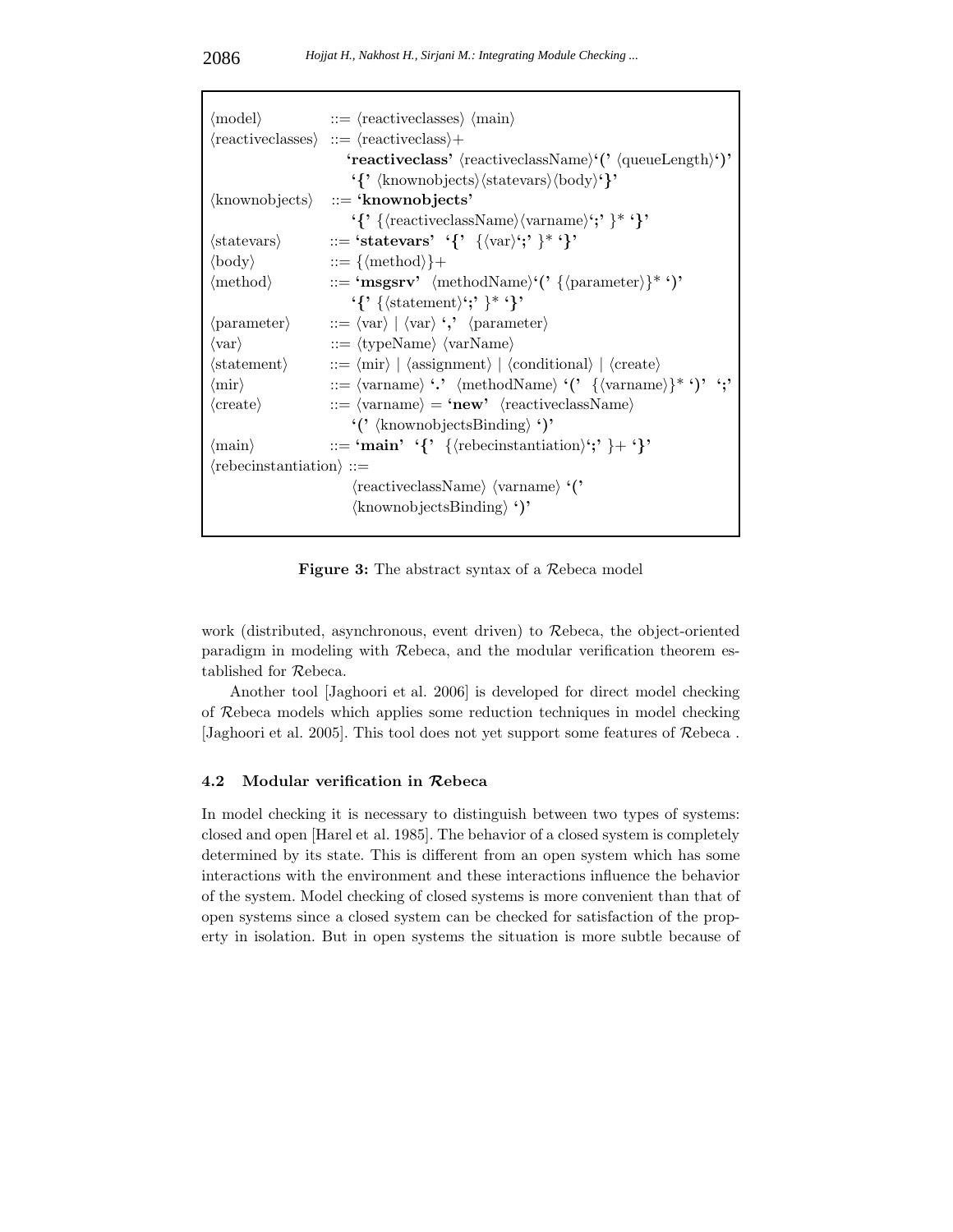```
⟨model⟩              ::= ⟨reactiveclasses⟩ ⟨main⟩
⟨reactiveclasses⟩    ::= ⟨reactiveclass⟩+
                         'reactiveclass' ⟨reactiveclassName⟩'(' ⟨queueLength⟩')'
                         '{' ⟨knownobjects⟩⟨statevars⟩⟨body⟩'}'
⟨knownobjects⟩       ::= 'knownobjects'
                         '{' {⟨reactiveclassName⟩⟨varname⟩';' }* '}'
⟨statevars⟩          ::= 'statevars' '{' {⟨var⟩';' }* '}'
⟨body⟩               ::= {⟨method⟩}+
⟨method⟩             ::= 'msgsrv' ⟨methodName⟩'(' {⟨parameter⟩}* ')'
                         '{' {⟨statement⟩';' }* '}'
⟨parameter⟩          ::= ⟨var⟩ | ⟨var⟩ ',' ⟨parameter⟩
⟨var⟩                ::= ⟨typeName⟩ ⟨varName⟩
⟨statement⟩          ::= ⟨mir⟩ | ⟨assignment⟩ | ⟨conditional⟩ | ⟨create⟩
⟨mir⟩                ::= ⟨varname⟩ '.' ⟨methodName⟩ '(' {⟨varname⟩}* ')' ';'
⟨create⟩             ::= ⟨varname⟩ = 'new' ⟨reactiveclassName⟩
                         '(' ⟨knownobjectsBinding⟩ ')'
⟨main⟩               ::= 'main' '{' {⟨rebecinstantiation⟩';' }+ '}'
⟨rebecinstantiation⟩ ::=
                         ⟨reactiveclassName⟩ ⟨varname⟩ '('
                         ⟨knownobjectsBinding⟩ ')'
```

**Figure 3:** The abstract syntax of a $\mathcal{R}$ebeca model

work (distributed, asynchronous, event driven) to $\mathcal{R}$ebeca, the object-oriented paradigm in modeling with $\mathcal{R}$ebeca, and the modular verification theorem established for $\mathcal{R}$ebeca.

Another tool [Jaghoori et al. 2006] is developed for direct model checking of $\mathcal{R}$ebeca models which applies some reduction techniques in model checking [Jaghoori et al. 2005]. This tool does not yet support some features of $\mathcal{R}$ebeca .

### 4.2 Modular verification in $\mathcal{R}$ebeca

In model checking it is necessary to distinguish between two types of systems: closed and open [Harel et al. 1985]. The behavior of a closed system is completely determined by its state. This is different from an open system which has some interactions with the environment and these interactions influence the behavior of the system. Model checking of closed systems is more convenient than that of open systems since a closed system can be checked for satisfaction of the property in isolation. But in open systems the situation is more subtle because of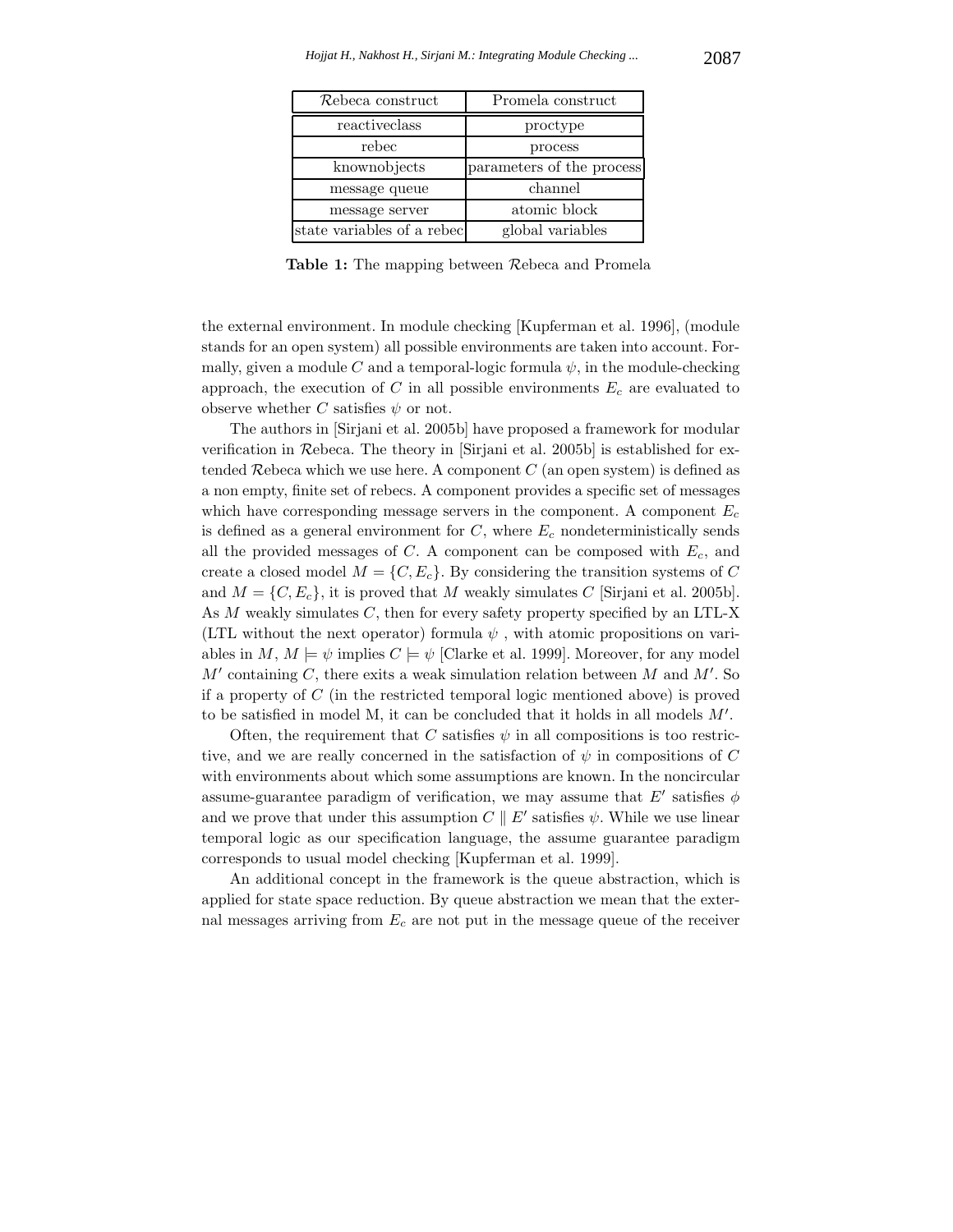| $\mathcal{R}$ebeca construct | Promela construct |
| --- | --- |
| reactiveclass | proctype |
| rebec | process |
| knownobjects | parameters of the process |
| message queue | channel |
| message server | atomic block |
| state variables of a rebec | global variables |

**Table 1:** The mapping between $\mathcal{R}$ebeca and Promela

the external environment. In module checking [Kupferman et al. 1996], (module stands for an open system) all possible environments are taken into account. Formally, given a module $C$ and a temporal-logic formula $\psi$, in the module-checking approach, the execution of $C$ in all possible environments $E_c$ are evaluated to observe whether $C$ satisfies $\psi$ or not.

The authors in [Sirjani et al. 2005b] have proposed a framework for modular verification in $\mathcal{R}$ebeca. The theory in [Sirjani et al. 2005b] is established for extended $\mathcal{R}$ebeca which we use here. A component $C$ (an open system) is defined as a non empty, finite set of rebecs. A component provides a specific set of messages which have corresponding message servers in the component. A component $E_c$ is defined as a general environment for $C$, where $E_c$ nondeterministically sends all the provided messages of $C$. A component can be composed with $E_c$, and create a closed model $M = \{C, E_c\}$. By considering the transition systems of $C$ and $M = \{C, E_c\}$, it is proved that $M$ weakly simulates $C$ [Sirjani et al. 2005b]. As $M$ weakly simulates $C$, then for every safety property specified by an LTL-X (LTL without the next operator) formula $\psi$ , with atomic propositions on variables in $M$, $M \models \psi$ implies $C \models \psi$ [Clarke et al. 1999]. Moreover, for any model $M'$ containing $C$, there exits a weak simulation relation between $M$ and $M'$. So if a property of $C$ (in the restricted temporal logic mentioned above) is proved to be satisfied in model M, it can be concluded that it holds in all models $M'$.

Often, the requirement that $C$ satisfies $\psi$ in all compositions is too restrictive, and we are really concerned in the satisfaction of $\psi$ in compositions of $C$ with environments about which some assumptions are known. In the noncircular assume-guarantee paradigm of verification, we may assume that $E'$ satisfies $\phi$ and we prove that under this assumption $C \parallel E'$ satisfies $\psi$. While we use linear temporal logic as our specification language, the assume guarantee paradigm corresponds to usual model checking [Kupferman et al. 1999].

An additional concept in the framework is the queue abstraction, which is applied for state space reduction. By queue abstraction we mean that the external messages arriving from $E_c$ are not put in the message queue of the receiver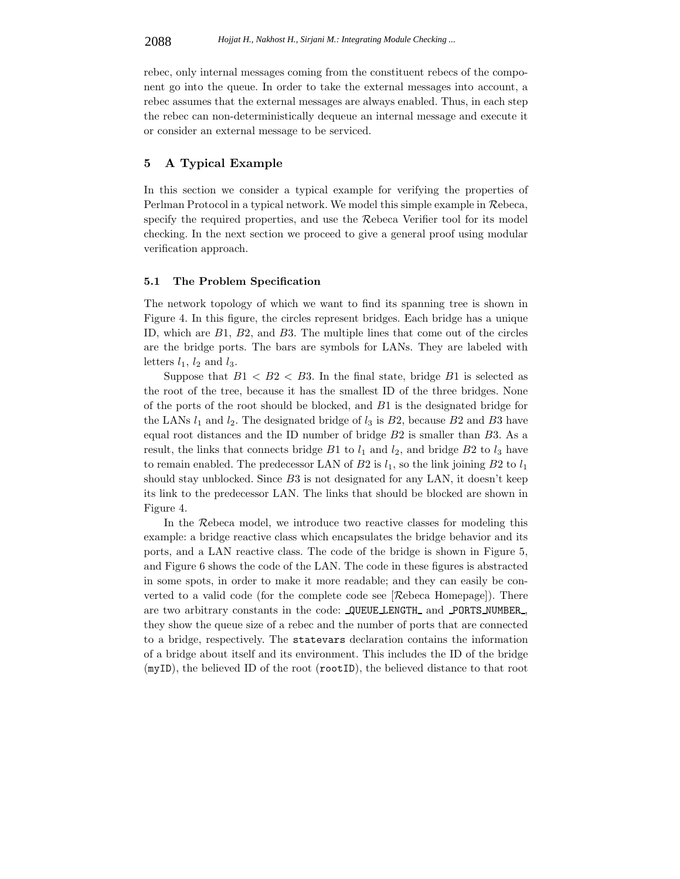rebec, only internal messages coming from the constituent rebecs of the component go into the queue. In order to take the external messages into account, a rebec assumes that the external messages are always enabled. Thus, in each step the rebec can non-deterministically dequeue an internal message and execute it or consider an external message to be serviced.

## 5 A Typical Example

In this section we consider a typical example for verifying the properties of Perlman Protocol in a typical network. We model this simple example in $\mathcal{R}$ebeca, specify the required properties, and use the $\mathcal{R}$ebeca Verifier tool for its model checking. In the next section we proceed to give a general proof using modular verification approach.

### 5.1 The Problem Specification

The network topology of which we want to find its spanning tree is shown in Figure 4. In this figure, the circles represent bridges. Each bridge has a unique ID, which are $B1$, $B2$, and $B3$. The multiple lines that come out of the circles are the bridge ports. The bars are symbols for LANs. They are labeled with letters $l_1$, $l_2$ and $l_3$.

Suppose that $B1 < B2 < B3$. In the final state, bridge $B1$ is selected as the root of the tree, because it has the smallest ID of the three bridges. None of the ports of the root should be blocked, and $B1$ is the designated bridge for the LANs $l_1$ and $l_2$. The designated bridge of $l_3$ is $B2$, because $B2$ and $B3$ have equal root distances and the ID number of bridge $B2$ is smaller than $B3$. As a result, the links that connects bridge $B1$ to $l_1$ and $l_2$, and bridge $B2$ to $l_3$ have to remain enabled. The predecessor LAN of $B2$ is $l_1$, so the link joining $B2$ to $l_1$ should stay unblocked. Since $B3$ is not designated for any LAN, it doesn't keep its link to the predecessor LAN. The links that should be blocked are shown in Figure 4.

In the $\mathcal{R}$ebeca model, we introduce two reactive classes for modeling this example: a bridge reactive class which encapsulates the bridge behavior and its ports, and a LAN reactive class. The code of the bridge is shown in Figure 5, and Figure 6 shows the code of the LAN. The code in these figures is abstracted in some spots, in order to make it more readable; and they can easily be converted to a valid code (for the complete code see [$\mathcal{R}$ebeca Homepage]). There are two arbitrary constants in the code: `_QUEUE_LENGTH_` and `_PORTS_NUMBER_`, they show the queue size of a rebec and the number of ports that are connected to a bridge, respectively. The `statevars` declaration contains the information of a bridge about itself and its environment. This includes the ID of the bridge (`myID`), the believed ID of the root (`rootID`), the believed distance to that root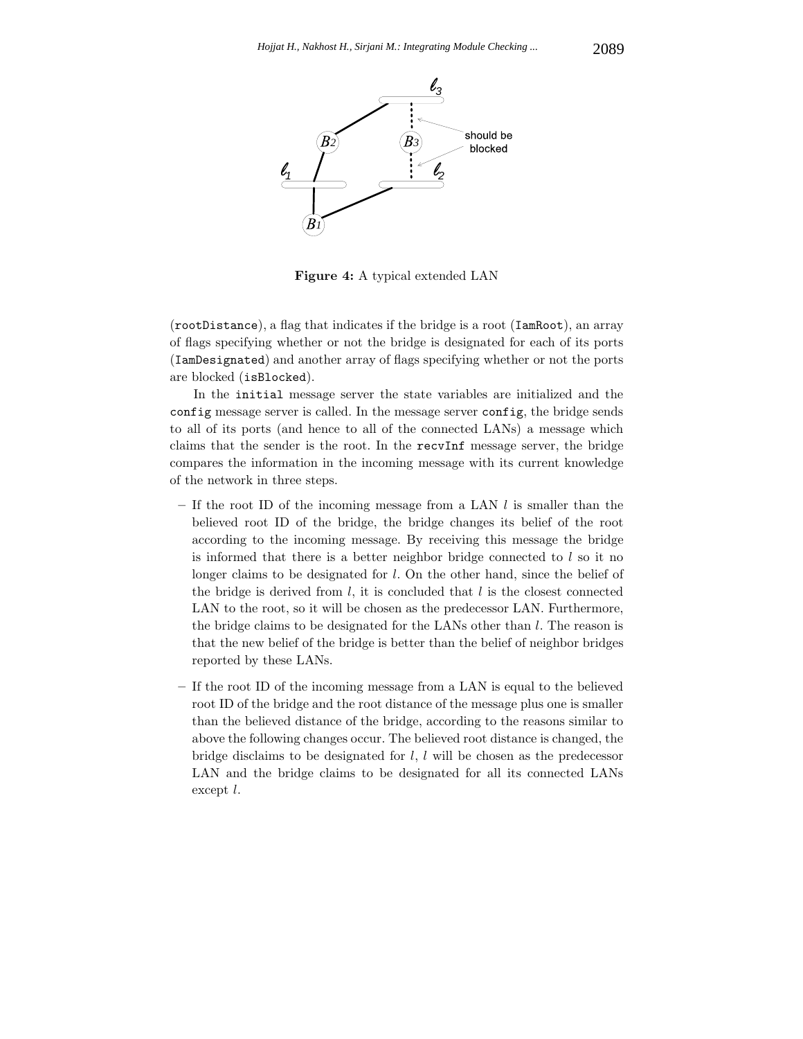**Figure 4:** A typical extended LAN

(`rootDistance`), a flag that indicates if the bridge is a root (`IamRoot`), an array of flags specifying whether or not the bridge is designated for each of its ports (`IamDesignated`) and another array of flags specifying whether or not the ports are blocked (`isBlocked`).

In the `initial` message server the state variables are initialized and the `config` message server is called. In the message server `config`, the bridge sends to all of its ports (and hence to all of the connected LANs) a message which claims that the sender is the root. In the `recvInf` message server, the bridge compares the information in the incoming message with its current knowledge of the network in three steps.

- If the root ID of the incoming message from a LAN $l$ is smaller than the believed root ID of the bridge, the bridge changes its belief of the root according to the incoming message. By receiving this message the bridge is informed that there is a better neighbor bridge connected to $l$ so it no longer claims to be designated for $l$. On the other hand, since the belief of the bridge is derived from $l$, it is concluded that $l$ is the closest connected LAN to the root, so it will be chosen as the predecessor LAN. Furthermore, the bridge claims to be designated for the LANs other than $l$. The reason is that the new belief of the bridge is better than the belief of neighbor bridges reported by these LANs.
- If the root ID of the incoming message from a LAN is equal to the believed root ID of the bridge and the root distance of the message plus one is smaller than the believed distance of the bridge, according to the reasons similar to above the following changes occur. The believed root distance is changed, the bridge disclaims to be designated for $l$, $l$ will be chosen as the predecessor LAN and the bridge claims to be designated for all its connected LANs except $l$.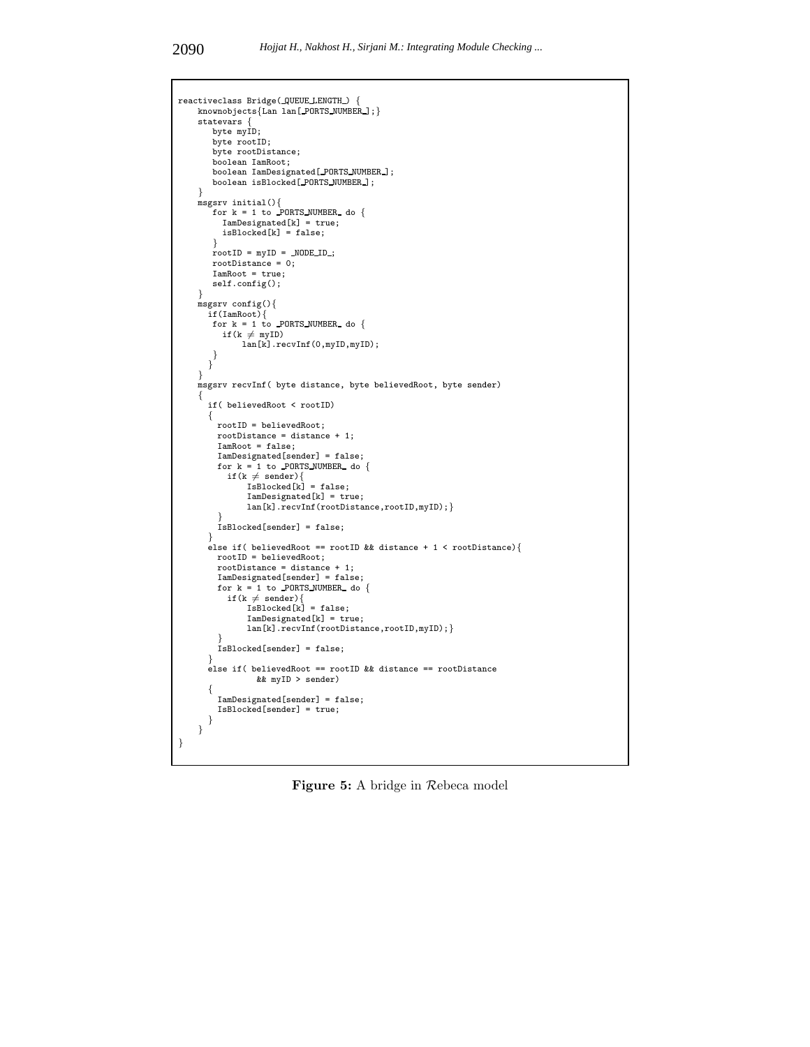```
reactiveclass Bridge(_QUEUE_LENGTH_) {
    knownobjects{Lan lan[_PORTS_NUMBER_];}
    statevars {
       byte myID;
       byte rootID;
       byte rootDistance;
       boolean IamRoot;
       boolean IamDesignated[_PORTS_NUMBER_];
       boolean isBlocked[_PORTS_NUMBER_];
    }
    msgsrv initial(){
       for k = 1 to _PORTS_NUMBER_ do {
         IamDesignated[k] = true;
         isBlocked[k] = false;
       }
       rootID = myID = _NODE_ID_;
       rootDistance = 0;
       IamRoot = true;
       self.config();
    }
    msgsrv config(){
      if(IamRoot){
       for k = 1 to _PORTS_NUMBER_ do {
         if(k ≠ myID)
             lan[k].recvInf(0,myID,myID);
       }
      }
    }
    msgsrv recvInf( byte distance, byte believedRoot, byte sender)
    {
      if( believedRoot < rootID)
      {
        rootID = believedRoot;
        rootDistance = distance + 1;
        IamRoot = false;
        IamDesignated[sender] = false;
        for k = 1 to _PORTS_NUMBER_ do {
          if(k ≠ sender){
              IsBlocked[k] = false;
              IamDesignated[k] = true;
              lan[k].recvInf(rootDistance,rootID,myID);}
        }
        IsBlocked[sender] = false;
      }
      else if( believedRoot == rootID && distance + 1 < rootDistance){
        rootID = believedRoot;
        rootDistance = distance + 1;
        IamDesignated[sender] = false;
        for k = 1 to _PORTS_NUMBER_ do {
          if(k ≠ sender){
              IsBlocked[k] = false;
              IamDesignated[k] = true;
              lan[k].recvInf(rootDistance,rootID,myID);}
        }
        IsBlocked[sender] = false;
      }
      else if( believedRoot == rootID && distance == rootDistance
                && myID > sender)
      {
        IamDesignated[sender] = false;
        IsBlocked[sender] = true;
      }
    }
}
```

**Figure 5:** A bridge in $\mathcal{R}$ebeca model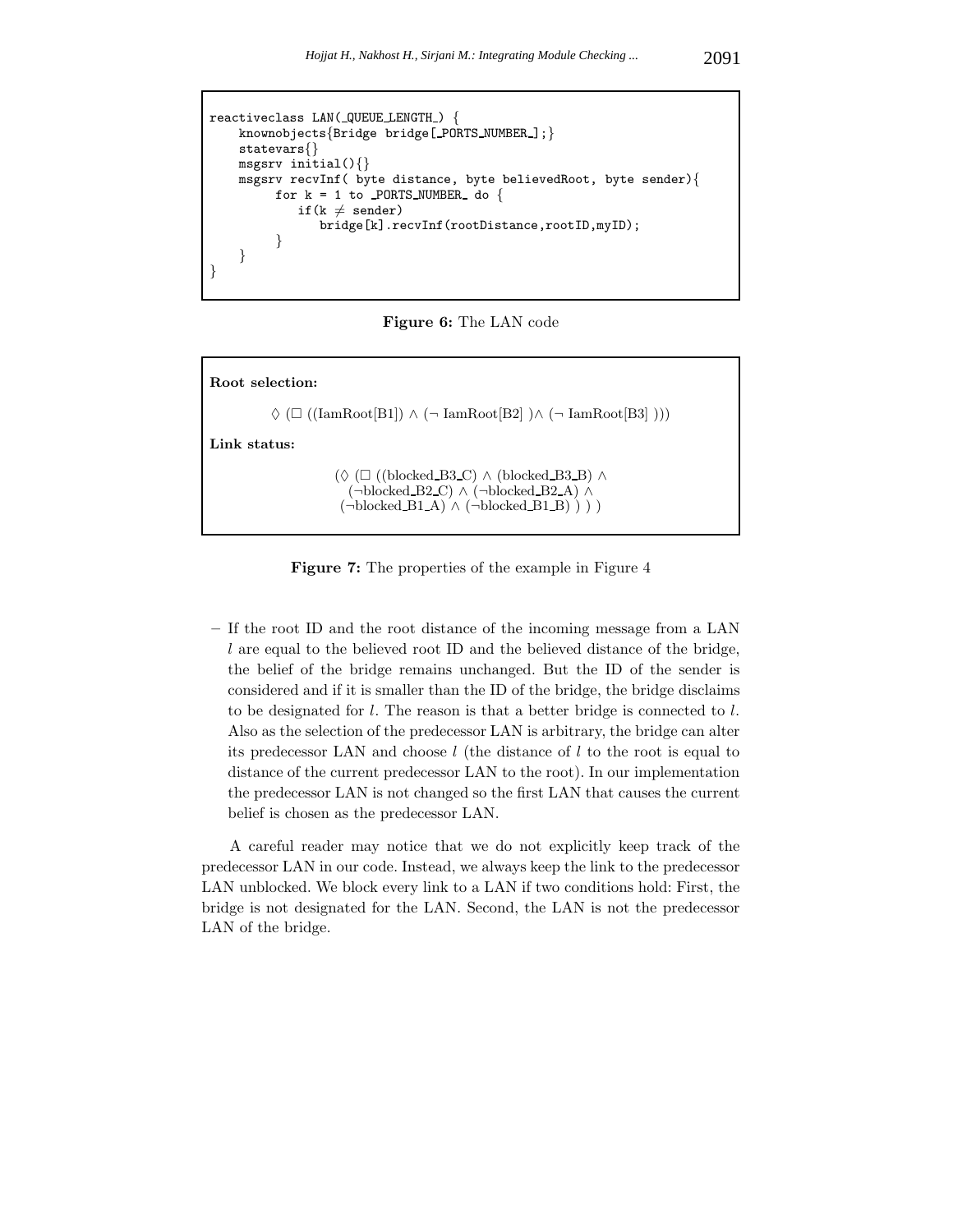```
reactiveclass LAN(_QUEUE_LENGTH_) {
    knownobjects{Bridge bridge[_PORTS_NUMBER_];}
    statevars{}
    msgsrv initial(){}
    msgsrv recvInf( byte distance, byte believedRoot, byte sender){
        for k = 1 to _PORTS_NUMBER_ do {
            if(k ≠ sender)
                bridge[k].recvInf(rootDistance,rootID,myID);
        }
    }
}
```

**Figure 6:** The LAN code

**Root selection:**

$$\lozenge\ (\square\ ((\text{IamRoot[B1]}) \wedge (\neg\ \text{IamRoot[B2]}\ ) \wedge (\neg\ \text{IamRoot[B3]}\ )))$$

**Link status:**

$$(\lozenge\ (\square\ ((\text{blocked\_B3\_C}) \wedge (\text{blocked\_B3\_B}) \wedge (\neg\text{blocked\_B2\_C}) \wedge (\neg\text{blocked\_B2\_A}) \wedge (\neg\text{blocked\_B1\_A}) \wedge (\neg\text{blocked\_B1\_B})\ )\ )\ )$$

**Figure 7:** The properties of the example in Figure 4

– If the root ID and the root distance of the incoming message from a LAN $l$ are equal to the believed root ID and the believed distance of the bridge, the belief of the bridge remains unchanged. But the ID of the sender is considered and if it is smaller than the ID of the bridge, the bridge disclaims to be designated for $l$. The reason is that a better bridge is connected to $l$. Also as the selection of the predecessor LAN is arbitrary, the bridge can alter its predecessor LAN and choose $l$ (the distance of $l$ to the root is equal to distance of the current predecessor LAN to the root). In our implementation the predecessor LAN is not changed so the first LAN that causes the current belief is chosen as the predecessor LAN.

A careful reader may notice that we do not explicitly keep track of the predecessor LAN in our code. Instead, we always keep the link to the predecessor LAN unblocked. We block every link to a LAN if two conditions hold: First, the bridge is not designated for the LAN. Second, the LAN is not the predecessor LAN of the bridge.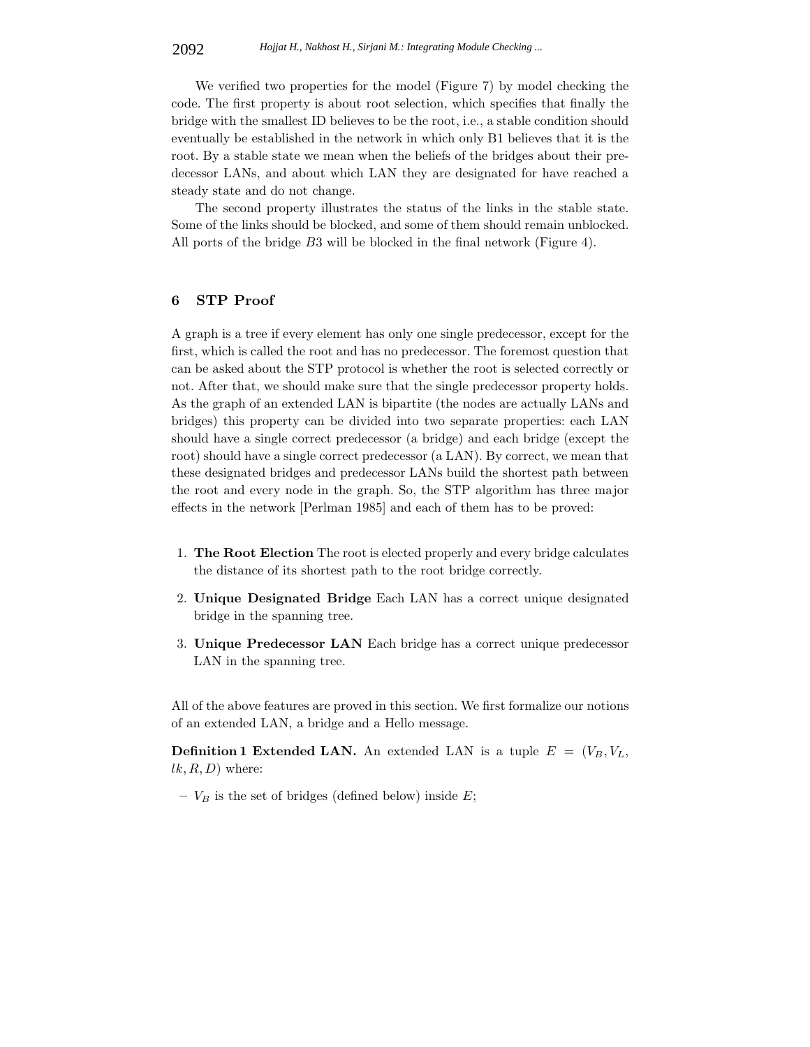We verified two properties for the model (Figure 7) by model checking the code. The first property is about root selection, which specifies that finally the bridge with the smallest ID believes to be the root, i.e., a stable condition should eventually be established in the network in which only B1 believes that it is the root. By a stable state we mean when the beliefs of the bridges about their predecessor LANs, and about which LAN they are designated for have reached a steady state and do not change.

The second property illustrates the status of the links in the stable state. Some of the links should be blocked, and some of them should remain unblocked. All ports of the bridge $B3$ will be blocked in the final network (Figure 4).

## 6 STP Proof

A graph is a tree if every element has only one single predecessor, except for the first, which is called the root and has no predecessor. The foremost question that can be asked about the STP protocol is whether the root is selected correctly or not. After that, we should make sure that the single predecessor property holds. As the graph of an extended LAN is bipartite (the nodes are actually LANs and bridges) this property can be divided into two separate properties: each LAN should have a single correct predecessor (a bridge) and each bridge (except the root) should have a single correct predecessor (a LAN). By correct, we mean that these designated bridges and predecessor LANs build the shortest path between the root and every node in the graph. So, the STP algorithm has three major effects in the network [Perlman 1985] and each of them has to be proved:

1. **The Root Election** The root is elected properly and every bridge calculates the distance of its shortest path to the root bridge correctly.
2. **Unique Designated Bridge** Each LAN has a correct unique designated bridge in the spanning tree.
3. **Unique Predecessor LAN** Each bridge has a correct unique predecessor LAN in the spanning tree.

All of the above features are proved in this section. We first formalize our notions of an extended LAN, a bridge and a Hello message.

**Definition 1 Extended LAN.** An extended LAN is a tuple $E = (V_B, V_L, lk, R, D)$ where:

– $V_B$ is the set of bridges (defined below) inside $E$;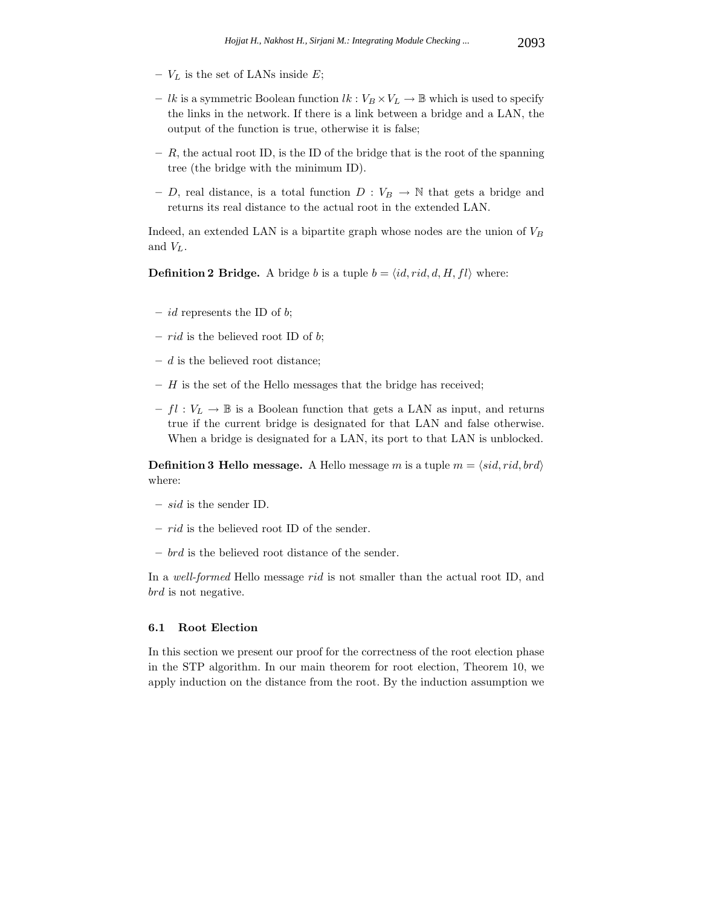- $V_L$ is the set of LANs inside $E$;
- $lk$ is a symmetric Boolean function $lk : V_B \times V_L \rightarrow \mathbb{B}$ which is used to specify the links in the network. If there is a link between a bridge and a LAN, the output of the function is true, otherwise it is false;
- $R$, the actual root ID, is the ID of the bridge that is the root of the spanning tree (the bridge with the minimum ID).
- $D$, real distance, is a total function $D : V_B \rightarrow \mathbb{N}$ that gets a bridge and returns its real distance to the actual root in the extended LAN.

Indeed, an extended LAN is a bipartite graph whose nodes are the union of $V_B$ and $V_L$.

**Definition 2 Bridge.** A bridge $b$ is a tuple $b = \langle id, rid, d, H, fl \rangle$ where:

- $id$ represents the ID of $b$;
- $rid$ is the believed root ID of $b$;
- $d$ is the believed root distance;
- $H$ is the set of the Hello messages that the bridge has received;
- $fl : V_L \rightarrow \mathbb{B}$ is a Boolean function that gets a LAN as input, and returns true if the current bridge is designated for that LAN and false otherwise. When a bridge is designated for a LAN, its port to that LAN is unblocked.

**Definition 3 Hello message.** A Hello message $m$ is a tuple $m = \langle sid, rid, brd \rangle$ where:

- $sid$ is the sender ID.
- $rid$ is the believed root ID of the sender.
- $brd$ is the believed root distance of the sender.

In a *well-formed* Hello message $rid$ is not smaller than the actual root ID, and $brd$ is not negative.

### 6.1 Root Election

In this section we present our proof for the correctness of the root election phase in the STP algorithm. In our main theorem for root election, Theorem 10, we apply induction on the distance from the root. By the induction assumption we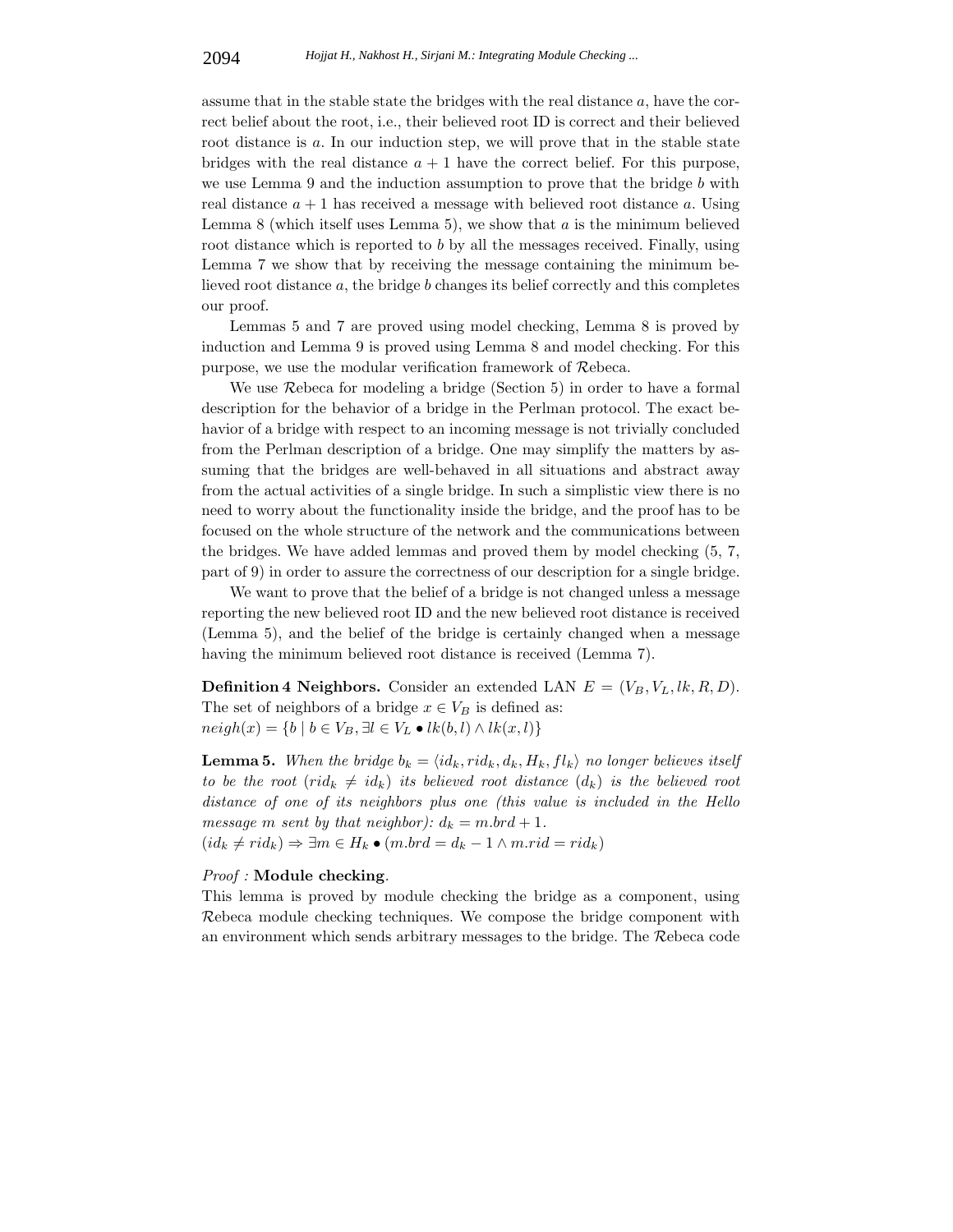assume that in the stable state the bridges with the real distance $a$, have the correct belief about the root, i.e., their believed root ID is correct and their believed root distance is $a$. In our induction step, we will prove that in the stable state bridges with the real distance $a + 1$ have the correct belief. For this purpose, we use Lemma 9 and the induction assumption to prove that the bridge $b$ with real distance $a + 1$ has received a message with believed root distance $a$. Using Lemma 8 (which itself uses Lemma 5), we show that $a$ is the minimum believed root distance which is reported to $b$ by all the messages received. Finally, using Lemma 7 we show that by receiving the message containing the minimum believed root distance $a$, the bridge $b$ changes its belief correctly and this completes our proof.

Lemmas 5 and 7 are proved using model checking, Lemma 8 is proved by induction and Lemma 9 is proved using Lemma 8 and model checking. For this purpose, we use the modular verification framework of $\mathcal{R}$ebeca.

We use $\mathcal{R}$ebeca for modeling a bridge (Section 5) in order to have a formal description for the behavior of a bridge in the Perlman protocol. The exact behavior of a bridge with respect to an incoming message is not trivially concluded from the Perlman description of a bridge. One may simplify the matters by assuming that the bridges are well-behaved in all situations and abstract away from the actual activities of a single bridge. In such a simplistic view there is no need to worry about the functionality inside the bridge, and the proof has to be focused on the whole structure of the network and the communications between the bridges. We have added lemmas and proved them by model checking (5, 7, part of 9) in order to assure the correctness of our description for a single bridge.

We want to prove that the belief of a bridge is not changed unless a message reporting the new believed root ID and the new believed root distance is received (Lemma 5), and the belief of the bridge is certainly changed when a message having the minimum believed root distance is received (Lemma 7).

**Definition 4 Neighbors.** Consider an extended LAN $E = (V_B, V_L, lk, R, D)$. The set of neighbors of a bridge $x \in V_B$ is defined as:
$neigh(x) = \{b \mid b \in V_B, \exists l \in V_L \bullet lk(b, l) \wedge lk(x, l)\}$

**Lemma 5.** *When the bridge $b_k = \langle id_k, rid_k, d_k, H_k, fl_k \rangle$ no longer believes itself to be the root ($rid_k \neq id_k$) its believed root distance ($d_k$) is the believed root distance of one of its neighbors plus one (this value is included in the Hello message $m$ sent by that neighbor): $d_k = m.brd + 1$.*
$(id_k \neq rid_k) \Rightarrow \exists m \in H_k \bullet (m.brd = d_k - 1 \wedge m.rid = rid_k)$

*Proof :* **Module checking**.
This lemma is proved by module checking the bridge as a component, using $\mathcal{R}$ebeca module checking techniques. We compose the bridge component with an environment which sends arbitrary messages to the bridge. The $\mathcal{R}$ebeca code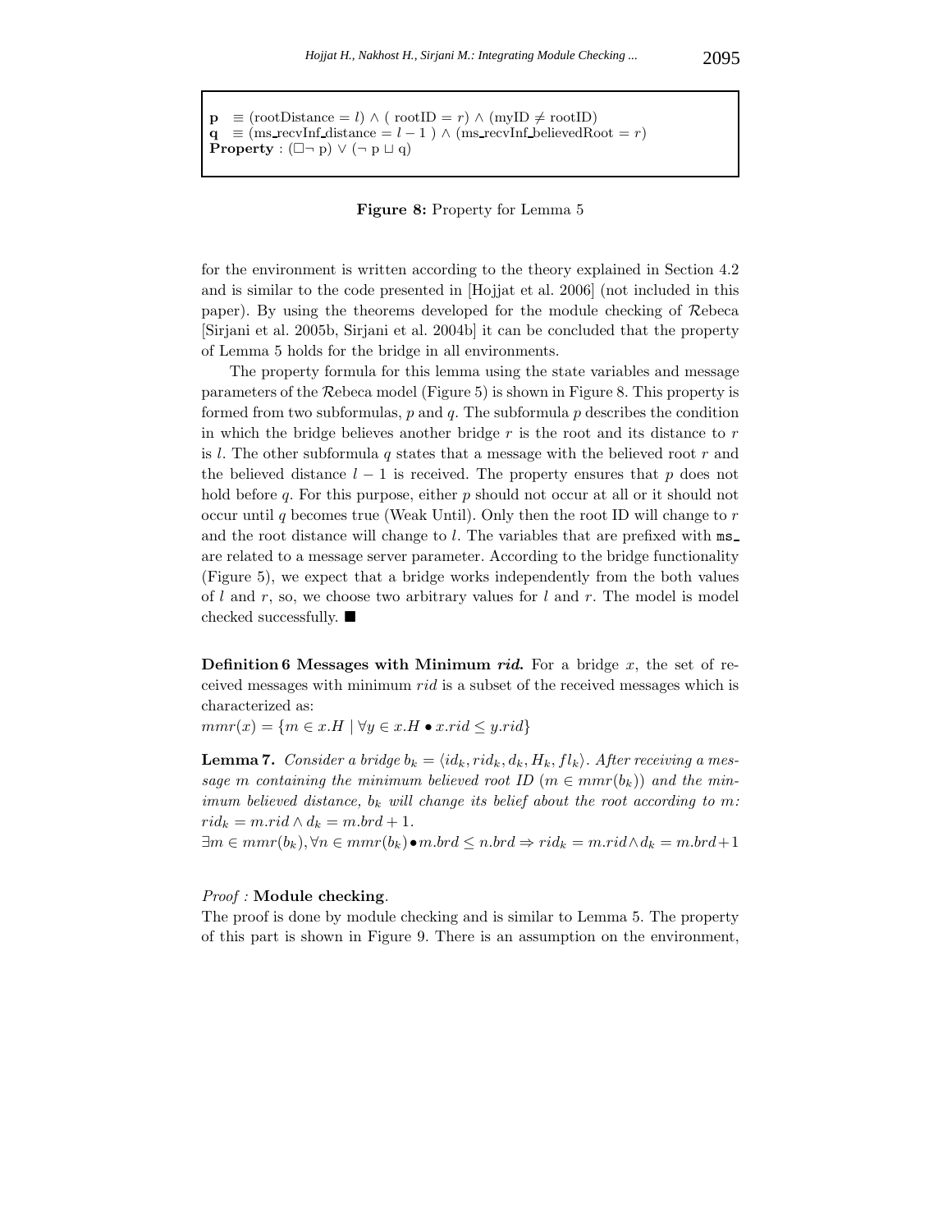**p** $\equiv$ (rootDistance $= l$) $\wedge$ ( rootID $= r$) $\wedge$ (myID $\neq$ rootID)
**q** $\equiv$ (ms_recvInf_distance $= l - 1$ ) $\wedge$ (ms_recvInf_believedRoot $= r$)
**Property** : $(\Box\neg$ p$)$ $\vee$ $(\neg$ p $\sqcup$ q$)$

**Figure 8:** Property for Lemma 5

for the environment is written according to the theory explained in Section 4.2 and is similar to the code presented in [Hojjat et al. 2006] (not included in this paper). By using the theorems developed for the module checking of $\mathcal{R}$ebeca [Sirjani et al. 2005b, Sirjani et al. 2004b] it can be concluded that the property of Lemma 5 holds for the bridge in all environments.

The property formula for this lemma using the state variables and message parameters of the $\mathcal{R}$ebeca model (Figure 5) is shown in Figure 8. This property is formed from two subformulas, $p$ and $q$. The subformula $p$ describes the condition in which the bridge believes another bridge $r$ is the root and its distance to $r$ is $l$. The other subformula $q$ states that a message with the believed root $r$ and the believed distance $l-1$ is received. The property ensures that $p$ does not hold before $q$. For this purpose, either $p$ should not occur at all or it should not occur until $q$ becomes true (Weak Until). Only then the root ID will change to $r$ and the root distance will change to $l$. The variables that are prefixed with `ms_` are related to a message server parameter. According to the bridge functionality (Figure 5), we expect that a bridge works independently from the both values of $l$ and $r$, so, we choose two arbitrary values for $l$ and $r$. The model is model checked successfully. ■

**Definition 6 Messages with Minimum *rid*.** For a bridge $x$, the set of received messages with minimum $rid$ is a subset of the received messages which is characterized as:
$mmr(x) = \{m \in x.H \mid \forall y \in x.H \bullet x.rid \leq y.rid\}$

**Lemma 7.** *Consider a bridge $b_k = \langle id_k, rid_k, d_k, H_k, fl_k\rangle$. After receiving a message $m$ containing the minimum believed root ID ($m \in mmr(b_k)$) and the minimum believed distance, $b_k$ will change its belief about the root according to $m$: $rid_k = m.rid \wedge d_k = m.brd + 1$.*
$\exists m \in mmr(b_k), \forall n \in mmr(b_k) \bullet m.brd \leq n.brd \Rightarrow rid_k = m.rid \wedge d_k = m.brd + 1$

*Proof :* **Module checking**.
The proof is done by module checking and is similar to Lemma 5. The property of this part is shown in Figure 9. There is an assumption on the environment,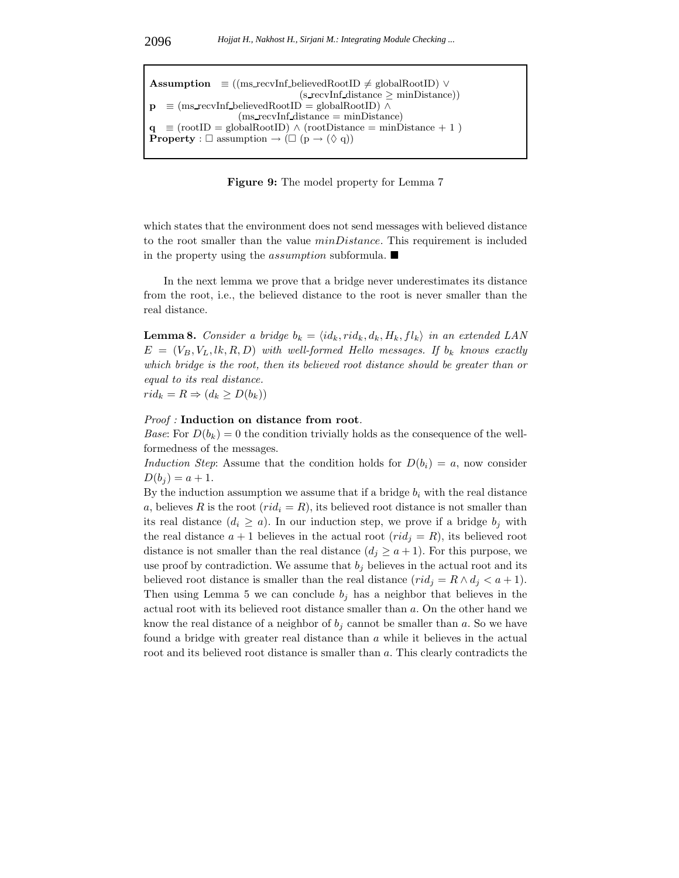**Assumption** $\equiv$ ((ms_recvInf_believedRootID $\neq$ globalRootID) $\vee$ (s_recvInf_distance $\geq$ minDistance))
**p** $\equiv$ (ms_recvInf_believedRootID = globalRootID) $\wedge$ (ms_recvInf_distance = minDistance)
**q** $\equiv$ (rootID = globalRootID) $\wedge$ (rootDistance = minDistance + 1 )
**Property** : $\Box$ assumption $\rightarrow$ ($\Box$ (p $\rightarrow$ ($\Diamond$ q))

**Figure 9:** The model property for Lemma 7

which states that the environment does not send messages with believed distance to the root smaller than the value *minDistance*. This requirement is included in the property using the *assumption* subformula. ■

In the next lemma we prove that a bridge never underestimates its distance from the root, i.e., the believed distance to the root is never smaller than the real distance.

**Lemma 8.** *Consider a bridge* $b_k = \langle id_k, rid_k, d_k, H_k, fl_k \rangle$ *in an extended LAN* $E = (V_B, V_L, lk, R, D)$ *with well-formed Hello messages. If* $b_k$ *knows exactly which bridge is the root, then its believed root distance should be greater than or equal to its real distance.*
$rid_k = R \Rightarrow (d_k \geq D(b_k))$

*Proof :* **Induction on distance from root**.
*Base*: For $D(b_k) = 0$ the condition trivially holds as the consequence of the well-formedness of the messages.
*Induction Step*: Assume that the condition holds for $D(b_i) = a$, now consider $D(b_j) = a + 1$.
By the induction assumption we assume that if a bridge $b_i$ with the real distance $a$, believes $R$ is the root ($rid_i = R$), its believed root distance is not smaller than its real distance ($d_i \geq a$). In our induction step, we prove if a bridge $b_j$ with the real distance $a+1$ believes in the actual root ($rid_j = R$), its believed root distance is not smaller than the real distance ($d_j \geq a+1$). For this purpose, we use proof by contradiction. We assume that $b_j$ believes in the actual root and its believed root distance is smaller than the real distance ($rid_j = R \wedge d_j < a+1$). Then using Lemma 5 we can conclude $b_j$ has a neighbor that believes in the actual root with its believed root distance smaller than $a$. On the other hand we know the real distance of a neighbor of $b_j$ cannot be smaller than $a$. So we have found a bridge with greater real distance than $a$ while it believes in the actual root and its believed root distance is smaller than $a$. This clearly contradicts the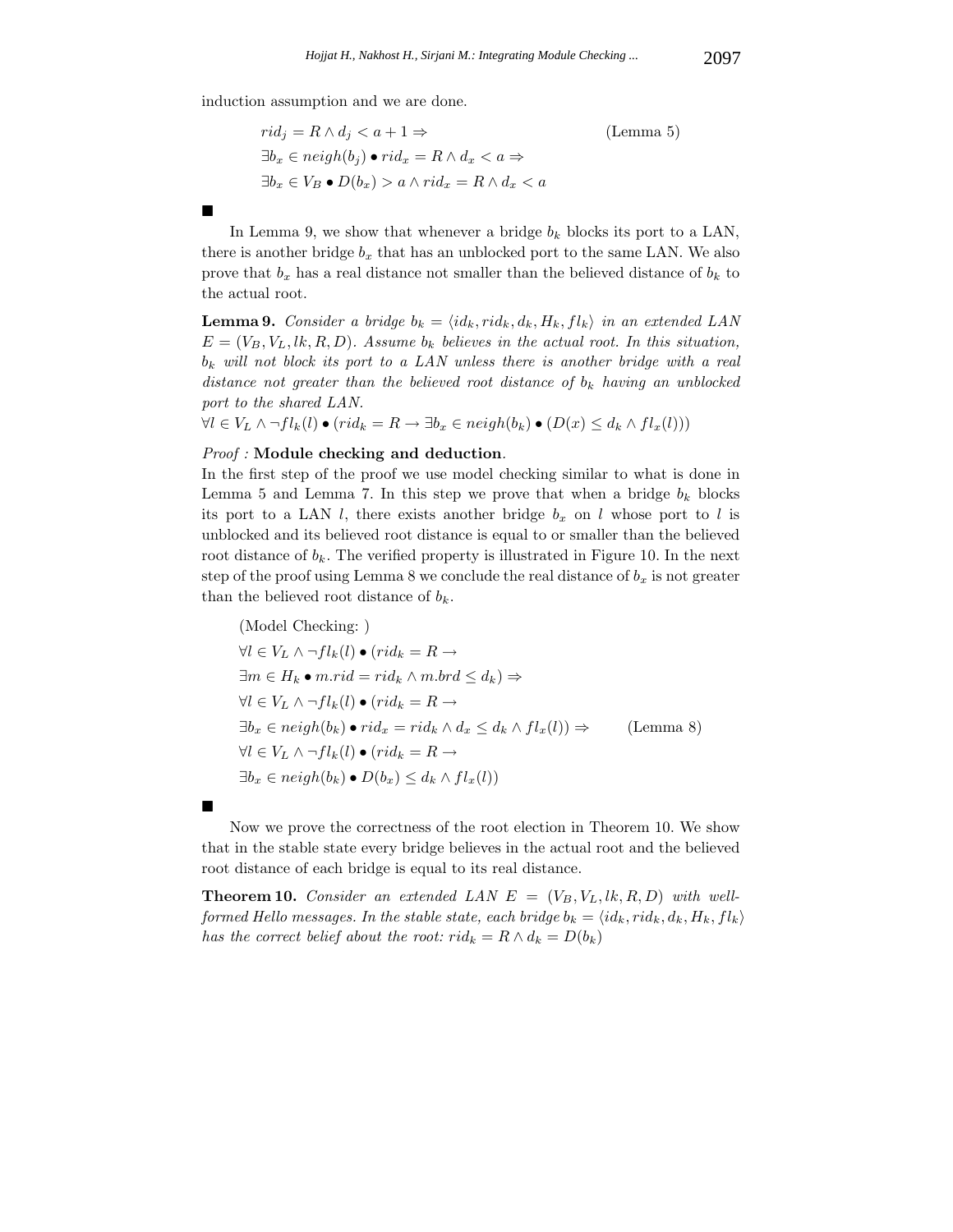induction assumption and we are done.

$$
\begin{aligned}
& rid_j = R \wedge d_j < a+1 \Rightarrow & \text{(Lemma 5)} \\
& \exists b_x \in neigh(b_j) \bullet rid_x = R \wedge d_x < a \Rightarrow & \\
& \exists b_x \in V_B \bullet D(b_x) > a \wedge rid_x = R \wedge d_x < a &
\end{aligned}
$$

■

In Lemma 9, we show that whenever a bridge $b_k$ blocks its port to a LAN, there is another bridge $b_x$ that has an unblocked port to the same LAN. We also prove that $b_x$ has a real distance not smaller than the believed distance of $b_k$ to the actual root.

**Lemma 9.** *Consider a bridge $b_k = \langle id_k, rid_k, d_k, H_k, fl_k \rangle$ in an extended LAN $E = (V_B, V_L, lk, R, D)$. Assume $b_k$ believes in the actual root. In this situation, $b_k$ will not block its port to a LAN unless there is another bridge with a real distance not greater than the believed root distance of $b_k$ having an unblocked port to the shared LAN.*
$\forall l \in V_L \wedge \neg fl_k(l) \bullet (rid_k = R \rightarrow \exists b_x \in neigh(b_k) \bullet (D(x) \leq d_k \wedge fl_x(l)))$

*Proof :* **Module checking and deduction**.
In the first step of the proof we use model checking similar to what is done in Lemma 5 and Lemma 7. In this step we prove that when a bridge $b_k$ blocks its port to a LAN $l$, there exists another bridge $b_x$ on $l$ whose port to $l$ is unblocked and its believed root distance is equal to or smaller than the believed root distance of $b_k$. The verified property is illustrated in Figure 10. In the next step of the proof using Lemma 8 we conclude the real distance of $b_x$ is not greater than the believed root distance of $b_k$.

$$
\begin{aligned}
& \text{(Model Checking: )} & \\
& \forall l \in V_L \wedge \neg fl_k(l) \bullet (rid_k = R \rightarrow & \\
& \exists m \in H_k \bullet m.rid = rid_k \wedge m.brd \leq d_k) \Rightarrow & \\
& \forall l \in V_L \wedge \neg fl_k(l) \bullet (rid_k = R \rightarrow & \\
& \exists b_x \in neigh(b_k) \bullet rid_x = rid_k \wedge d_x \leq d_k \wedge fl_x(l)) \Rightarrow & \text{(Lemma 8)} \\
& \forall l \in V_L \wedge \neg fl_k(l) \bullet (rid_k = R \rightarrow & \\
& \exists b_x \in neigh(b_k) \bullet D(b_x) \leq d_k \wedge fl_x(l)) &
\end{aligned}
$$

■

Now we prove the correctness of the root election in Theorem 10. We show that in the stable state every bridge believes in the actual root and the believed root distance of each bridge is equal to its real distance.

**Theorem 10.** *Consider an extended LAN $E = (V_B, V_L, lk, R, D)$ with well-formed Hello messages. In the stable state, each bridge $b_k = \langle id_k, rid_k, d_k, H_k, fl_k \rangle$ has the correct belief about the root: $rid_k = R \wedge d_k = D(b_k)$*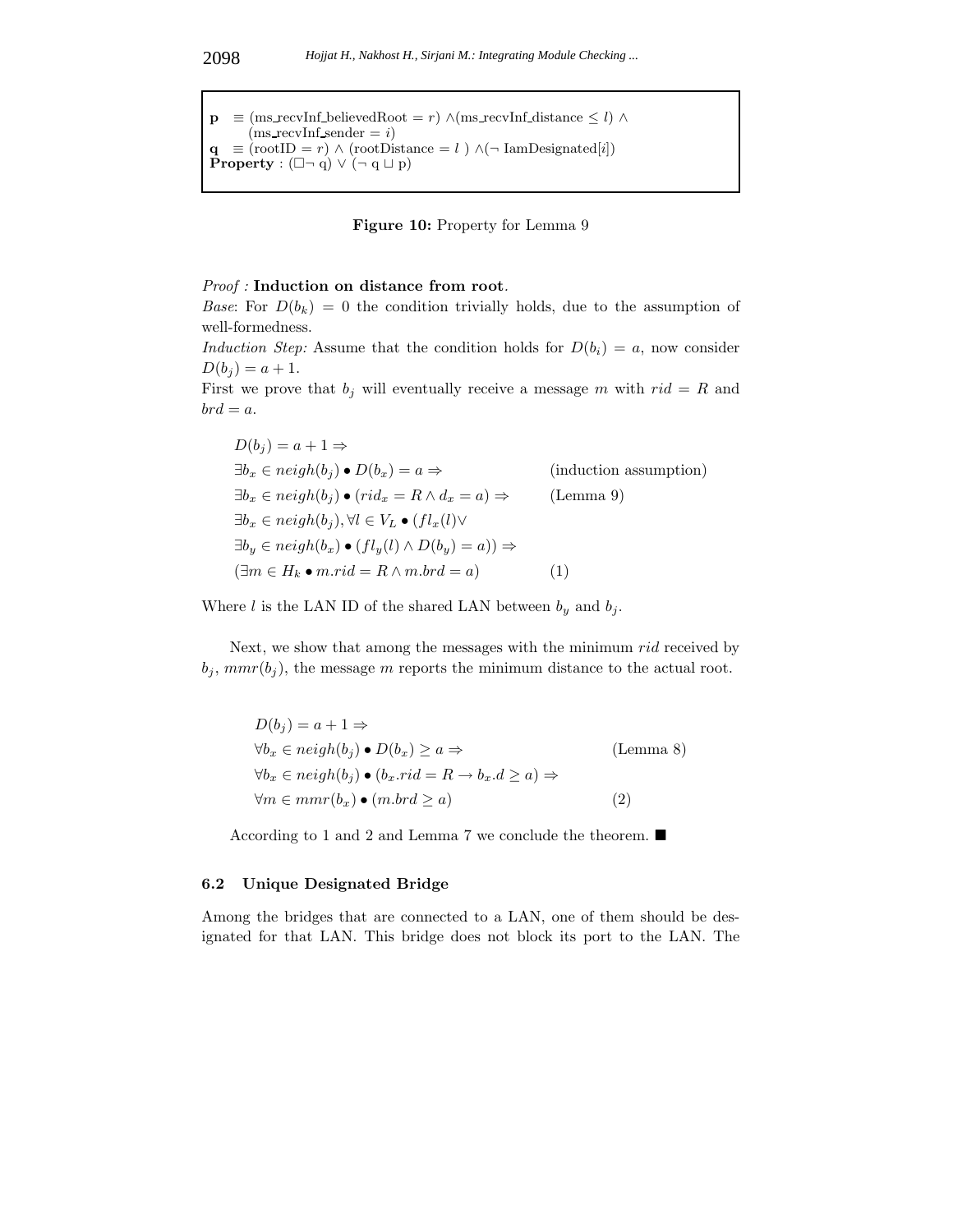**p** $\equiv$ (ms_recvInf_believedRoot $= r$) $\wedge$(ms_recvInf_distance $\leq l$) $\wedge$ (ms_recvInf_sender $= i$)
**q** $\equiv$ (rootID $= r$) $\wedge$ (rootDistance $= l$ ) $\wedge$($\neg$ IamDesignated[$i$])
**Property** : ($\Box\neg$ q) $\vee$ ($\neg$ q $\sqcup$ p)

**Figure 10:** Property for Lemma 9

*Proof :* **Induction on distance from root**.
*Base*: For $D(b_k) = 0$ the condition trivially holds, due to the assumption of well-formedness.
*Induction Step:* Assume that the condition holds for $D(b_i) = a$, now consider $D(b_j) = a + 1$.
First we prove that $b_j$ will eventually receive a message $m$ with $rid = R$ and $brd = a$.

$$
\begin{array}{ll}
D(b_j) = a + 1 \Rightarrow & \\
\exists b_x \in neigh(b_j) \bullet D(b_x) = a \Rightarrow & \text{(induction assumption)} \\
\exists b_x \in neigh(b_j) \bullet (rid_x = R \wedge d_x = a) \Rightarrow & \text{(Lemma 9)} \\
\exists b_x \in neigh(b_j), \forall l \in V_L \bullet (fl_x(l) \vee & \\
\exists b_y \in neigh(b_x) \bullet (fl_y(l) \wedge D(b_y) = a)) \Rightarrow & \\
(\exists m \in H_k \bullet m.rid = R \wedge m.brd = a) & (1)
\end{array}
$$

Where $l$ is the LAN ID of the shared LAN between $b_y$ and $b_j$.

Next, we show that among the messages with the minimum $rid$ received by $b_j$, $mmr(b_j)$, the message $m$ reports the minimum distance to the actual root.

$$
\begin{array}{ll}
D(b_j) = a + 1 \Rightarrow & \\
\forall b_x \in neigh(b_j) \bullet D(b_x) \geq a \Rightarrow & \text{(Lemma 8)} \\
\forall b_x \in neigh(b_j) \bullet (b_x.rid = R \rightarrow b_x.d \geq a) \Rightarrow & \\
\forall m \in mmr(b_x) \bullet (m.brd \geq a) & (2)
\end{array}
$$

According to 1 and 2 and Lemma 7 we conclude the theorem. ■

### 6.2 Unique Designated Bridge

Among the bridges that are connected to a LAN, one of them should be designated for that LAN. This bridge does not block its port to the LAN. The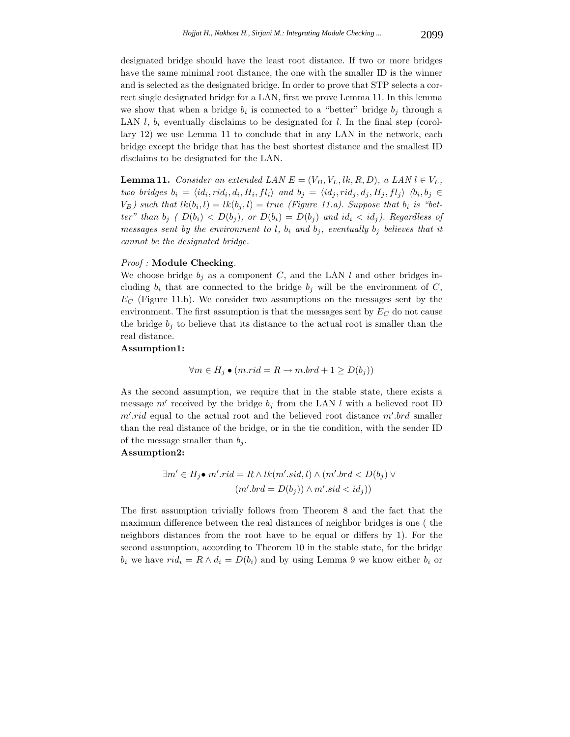designated bridge should have the least root distance. If two or more bridges have the same minimal root distance, the one with the smaller ID is the winner and is selected as the designated bridge. In order to prove that STP selects a correct single designated bridge for a LAN, first we prove Lemma 11. In this lemma we show that when a bridge $b_i$ is connected to a "better" bridge $b_j$ through a LAN $l$, $b_i$ eventually disclaims to be designated for $l$. In the final step (corollary 12) we use Lemma 11 to conclude that in any LAN in the network, each bridge except the bridge that has the best shortest distance and the smallest ID disclaims to be designated for the LAN.

**Lemma 11.** *Consider an extended LAN* $E = (V_B, V_L, lk, R, D)$*, a LAN* $l \in V_L$*, two bridges* $b_i = \langle id_i, rid_i, d_i, H_i, fl_i \rangle$ *and* $b_j = \langle id_j, rid_j, d_j, H_j, fl_j \rangle$ $(b_i, b_j \in V_B)$ *such that* $lk(b_i, l) = lk(b_j, l) = true$ *(Figure 11.a). Suppose that* $b_i$ *is "better" than* $b_j$ *(* $D(b_i) < D(b_j)$*, or* $D(b_i) = D(b_j)$ *and* $id_i < id_j$*). Regardless of messages sent by the environment to* $l$*,* $b_i$ *and* $b_j$*, eventually* $b_j$ *believes that it cannot be the designated bridge.*

*Proof :* **Module Checking**.
We choose bridge $b_j$ as a component $C$, and the LAN $l$ and other bridges including $b_i$ that are connected to the bridge $b_j$ will be the environment of $C$, $E_C$ (Figure 11.b). We consider two assumptions on the messages sent by the environment. The first assumption is that the messages sent by $E_C$ do not cause the bridge $b_j$ to believe that its distance to the actual root is smaller than the real distance.
**Assumption1:**

$$\forall m \in H_j \bullet (m.rid = R \rightarrow m.brd + 1 \geq D(b_j))$$

As the second assumption, we require that in the stable state, there exists a message $m'$ received by the bridge $b_j$ from the LAN $l$ with a believed root ID $m'.rid$ equal to the actual root and the believed root distance $m'.brd$ smaller than the real distance of the bridge, or in the tie condition, with the sender ID of the message smaller than $b_j$.
**Assumption2:**

$$\exists m' \in H_j \bullet\, m'.rid = R \wedge lk(m'.sid, l) \wedge (m'.brd < D(b_j) \vee (m'.brd = D(b_j)) \wedge m'.sid < id_j))$$

The first assumption trivially follows from Theorem 8 and the fact that the maximum difference between the real distances of neighbor bridges is one ( the neighbors distances from the root have to be equal or differs by 1). For the second assumption, according to Theorem 10 in the stable state, for the bridge $b_i$ we have $rid_i = R \wedge d_i = D(b_i)$ and by using Lemma 9 we know either $b_i$ or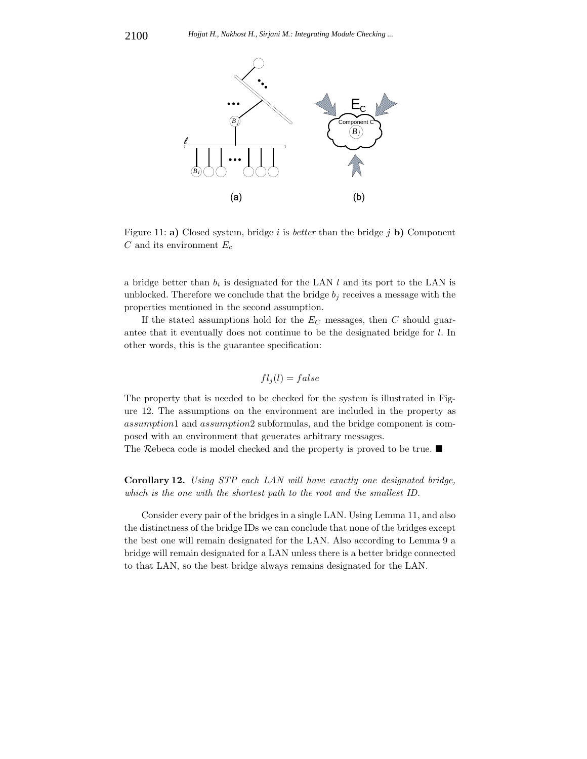Figure 11: **a)** Closed system, bridge $i$ is *better* than the bridge $j$ **b)** Component $C$ and its environment $E_c$

a bridge better than $b_i$ is designated for the LAN $l$ and its port to the LAN is unblocked. Therefore we conclude that the bridge $b_j$ receives a message with the properties mentioned in the second assumption.

If the stated assumptions hold for the $E_C$ messages, then $C$ should guarantee that it eventually does not continue to be the designated bridge for $l$. In other words, this is the guarantee specification:

$$fl_j(l) = false$$

The property that is needed to be checked for the system is illustrated in Figure 12. The assumptions on the environment are included in the property as *assumption*1 and *assumption*2 subformulas, and the bridge component is composed with an environment that generates arbitrary messages.
The $\mathcal{R}$ebeca code is model checked and the property is proved to be true. ■

**Corollary 12.** *Using STP each LAN will have exactly one designated bridge, which is the one with the shortest path to the root and the smallest ID.*

Consider every pair of the bridges in a single LAN. Using Lemma 11, and also the distinctness of the bridge IDs we can conclude that none of the bridges except the best one will remain designated for the LAN. Also according to Lemma 9 a bridge will remain designated for a LAN unless there is a better bridge connected to that LAN, so the best bridge always remains designated for the LAN.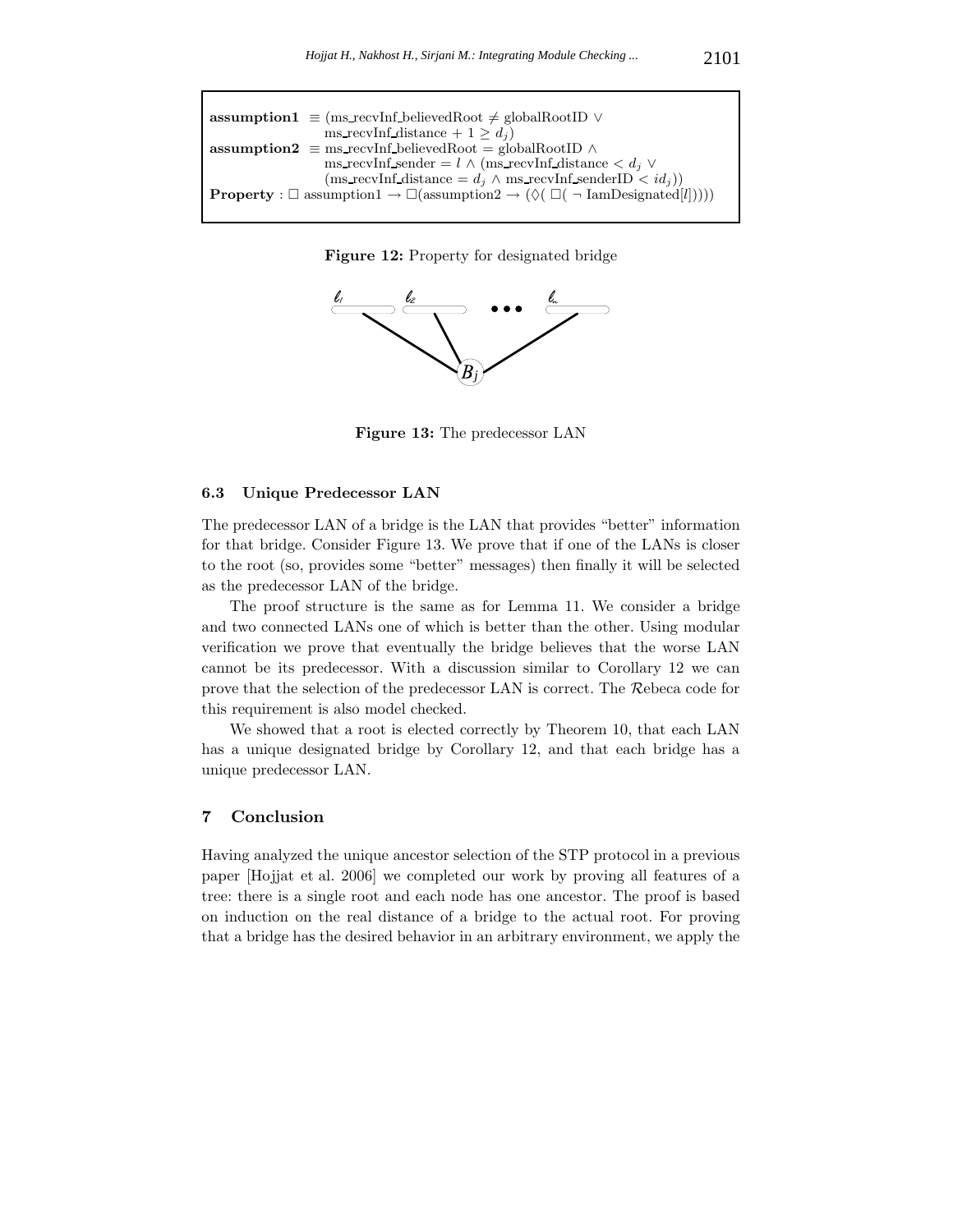**assumption1** $\equiv$ (ms_recvInf_believedRoot $\neq$ globalRootID $\vee$
ms_recvInf_distance $+ 1 \geq d_j$)
**assumption2** $\equiv$ ms_recvInf_believedRoot $=$ globalRootID $\wedge$
ms_recvInf_sender $= l \wedge$ (ms_recvInf_distance $< d_j \vee$
(ms_recvInf_distance $= d_j \wedge$ ms_recvInf_senderID $< id_j$))
**Property** : $\Box$ assumption1 $\rightarrow \Box$(assumption2 $\rightarrow$ ($\Diamond$( $\Box$( $\neg$ IamDesignated[$l$]))))

**Figure 12:** Property for designated bridge

**Figure 13:** The predecessor LAN

### 6.3 Unique Predecessor LAN

The predecessor LAN of a bridge is the LAN that provides "better" information for that bridge. Consider Figure 13. We prove that if one of the LANs is closer to the root (so, provides some "better" messages) then finally it will be selected as the predecessor LAN of the bridge.

The proof structure is the same as for Lemma 11. We consider a bridge and two connected LANs one of which is better than the other. Using modular verification we prove that eventually the bridge believes that the worse LAN cannot be its predecessor. With a discussion similar to Corollary 12 we can prove that the selection of the predecessor LAN is correct. The $\mathcal{R}$ebeca code for this requirement is also model checked.

We showed that a root is elected correctly by Theorem 10, that each LAN has a unique designated bridge by Corollary 12, and that each bridge has a unique predecessor LAN.

## 7 Conclusion

Having analyzed the unique ancestor selection of the STP protocol in a previous paper [Hojjat et al. 2006] we completed our work by proving all features of a tree: there is a single root and each node has one ancestor. The proof is based on induction on the real distance of a bridge to the actual root. For proving that a bridge has the desired behavior in an arbitrary environment, we apply the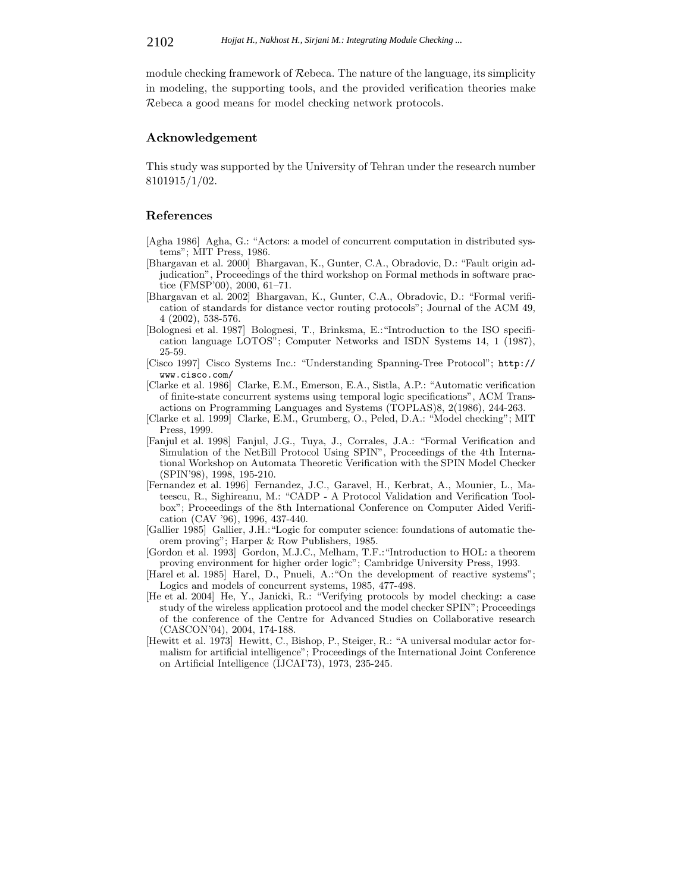module checking framework of $\mathcal{R}$ebeca. The nature of the language, its simplicity in modeling, the supporting tools, and the provided verification theories make $\mathcal{R}$ebeca a good means for model checking network protocols.

## Acknowledgement

This study was supported by the University of Tehran under the research number 8101915/1/02.

## References

[Agha 1986] Agha, G.: "Actors: a model of concurrent computation in distributed systems"; MIT Press, 1986.

[Bhargavan et al. 2000] Bhargavan, K., Gunter, C.A., Obradovic, D.: "Fault origin adjudication", Proceedings of the third workshop on Formal methods in software practice (FMSP'00), 2000, 61–71.

[Bhargavan et al. 2002] Bhargavan, K., Gunter, C.A., Obradovic, D.: "Formal verification of standards for distance vector routing protocols"; Journal of the ACM 49, 4 (2002), 538-576.

[Bolognesi et al. 1987] Bolognesi, T., Brinksma, E.:"Introduction to the ISO specification language LOTOS"; Computer Networks and ISDN Systems 14, 1 (1987), 25-59.

[Cisco 1997] Cisco Systems Inc.: "Understanding Spanning-Tree Protocol"; http://www.cisco.com/

[Clarke et al. 1986] Clarke, E.M., Emerson, E.A., Sistla, A.P.: "Automatic verification of finite-state concurrent systems using temporal logic specifications", ACM Transactions on Programming Languages and Systems (TOPLAS)8, 2(1986), 244-263.

[Clarke et al. 1999] Clarke, E.M., Grumberg, O., Peled, D.A.: "Model checking"; MIT Press, 1999.

[Fanjul et al. 1998] Fanjul, J.G., Tuya, J., Corrales, J.A.: "Formal Verification and Simulation of the NetBill Protocol Using SPIN", Proceedings of the 4th International Workshop on Automata Theoretic Verification with the SPIN Model Checker (SPIN'98), 1998, 195-210.

[Fernandez et al. 1996] Fernandez, J.C., Garavel, H., Kerbrat, A., Mounier, L., Mateescu, R., Sighireanu, M.: "CADP - A Protocol Validation and Verification Toolbox"; Proceedings of the 8th International Conference on Computer Aided Verification (CAV '96), 1996, 437-440.

[Gallier 1985] Gallier, J.H.:"Logic for computer science: foundations of automatic theorem proving"; Harper & Row Publishers, 1985.

[Gordon et al. 1993] Gordon, M.J.C., Melham, T.F.:"Introduction to HOL: a theorem proving environment for higher order logic"; Cambridge University Press, 1993.

[Harel et al. 1985] Harel, D., Pnueli, A.:"On the development of reactive systems"; Logics and models of concurrent systems, 1985, 477-498.

[He et al. 2004] He, Y., Janicki, R.: "Verifying protocols by model checking: a case study of the wireless application protocol and the model checker SPIN"; Proceedings of the conference of the Centre for Advanced Studies on Collaborative research (CASCON'04), 2004, 174-188.

[Hewitt et al. 1973] Hewitt, C., Bishop, P., Steiger, R.: "A universal modular actor formalism for artificial intelligence"; Proceedings of the International Joint Conference on Artificial Intelligence (IJCAI'73), 1973, 235-245.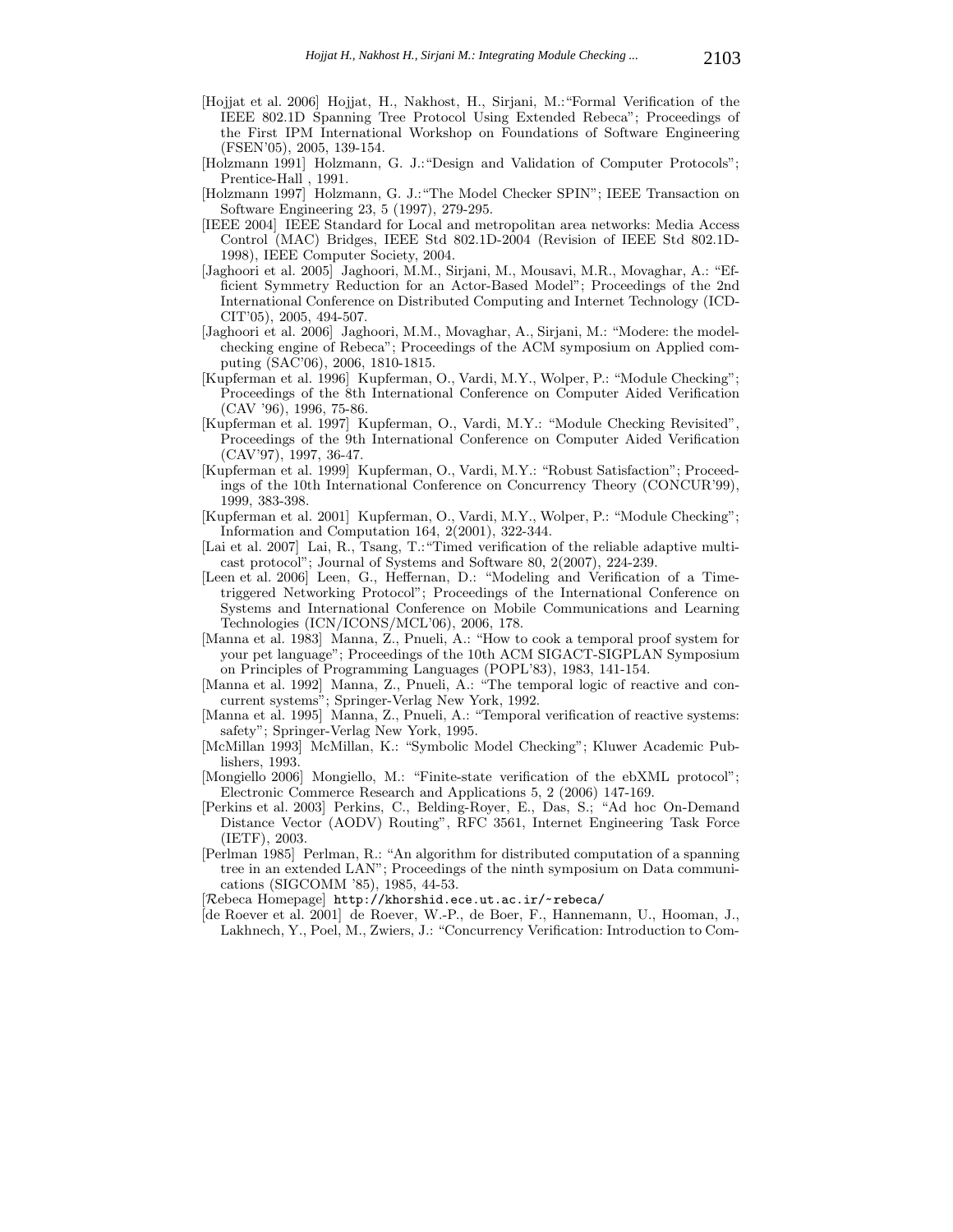[Hojjat et al. 2006] Hojjat, H., Nakhost, H., Sirjani, M.:"Formal Verification of the IEEE 802.1D Spanning Tree Protocol Using Extended Rebeca"; Proceedings of the First IPM International Workshop on Foundations of Software Engineering (FSEN'05), 2005, 139-154.

[Holzmann 1991] Holzmann, G. J.:"Design and Validation of Computer Protocols"; Prentice-Hall , 1991.

[Holzmann 1997] Holzmann, G. J.:"The Model Checker SPIN"; IEEE Transaction on Software Engineering 23, 5 (1997), 279-295.

[IEEE 2004] IEEE Standard for Local and metropolitan area networks: Media Access Control (MAC) Bridges, IEEE Std 802.1D-2004 (Revision of IEEE Std 802.1D-1998), IEEE Computer Society, 2004.

[Jaghoori et al. 2005] Jaghoori, M.M., Sirjani, M., Mousavi, M.R., Movaghar, A.: "Efficient Symmetry Reduction for an Actor-Based Model"; Proceedings of the 2nd International Conference on Distributed Computing and Internet Technology (ICDCIT'05), 2005, 494-507.

[Jaghoori et al. 2006] Jaghoori, M.M., Movaghar, A., Sirjani, M.: "Modere: the model-checking engine of Rebeca"; Proceedings of the ACM symposium on Applied computing (SAC'06), 2006, 1810-1815.

[Kupferman et al. 1996] Kupferman, O., Vardi, M.Y., Wolper, P.: "Module Checking"; Proceedings of the 8th International Conference on Computer Aided Verification (CAV '96), 1996, 75-86.

[Kupferman et al. 1997] Kupferman, O., Vardi, M.Y.: "Module Checking Revisited", Proceedings of the 9th International Conference on Computer Aided Verification (CAV'97), 1997, 36-47.

[Kupferman et al. 1999] Kupferman, O., Vardi, M.Y.: "Robust Satisfaction"; Proceedings of the 10th International Conference on Concurrency Theory (CONCUR'99), 1999, 383-398.

[Kupferman et al. 2001] Kupferman, O., Vardi, M.Y., Wolper, P.: "Module Checking"; Information and Computation 164, 2(2001), 322-344.

[Lai et al. 2007] Lai, R., Tsang, T.:"Timed verification of the reliable adaptive multicast protocol"; Journal of Systems and Software 80, 2(2007), 224-239.

[Leen et al. 2006] Leen, G., Heffernan, D.: "Modeling and Verification of a Time-triggered Networking Protocol"; Proceedings of the International Conference on Systems and International Conference on Mobile Communications and Learning Technologies (ICN/ICONS/MCL'06), 2006, 178.

[Manna et al. 1983] Manna, Z., Pnueli, A.: "How to cook a temporal proof system for your pet language"; Proceedings of the 10th ACM SIGACT-SIGPLAN Symposium on Principles of Programming Languages (POPL'83), 1983, 141-154.

[Manna et al. 1992] Manna, Z., Pnueli, A.: "The temporal logic of reactive and concurrent systems"; Springer-Verlag New York, 1992.

[Manna et al. 1995] Manna, Z., Pnueli, A.: "Temporal verification of reactive systems: safety"; Springer-Verlag New York, 1995.

[McMillan 1993] McMillan, K.: "Symbolic Model Checking"; Kluwer Academic Publishers, 1993.

[Mongiello 2006] Mongiello, M.: "Finite-state verification of the ebXML protocol"; Electronic Commerce Research and Applications 5, 2 (2006) 147-169.

[Perkins et al. 2003] Perkins, C., Belding-Royer, E., Das, S.; "Ad hoc On-Demand Distance Vector (AODV) Routing", RFC 3561, Internet Engineering Task Force (IETF), 2003.

[Perlman 1985] Perlman, R.: "An algorithm for distributed computation of a spanning tree in an extended LAN"; Proceedings of the ninth symposium on Data communications (SIGCOMM '85), 1985, 44-53.

[$\mathcal{R}$ebeca Homepage] http://khorshid.ece.ut.ac.ir/~rebeca/

[de Roever et al. 2001] de Roever, W.-P., de Boer, F., Hannemann, U., Hooman, J., Lakhnech, Y., Poel, M., Zwiers, J.: "Concurrency Verification: Introduction to Com-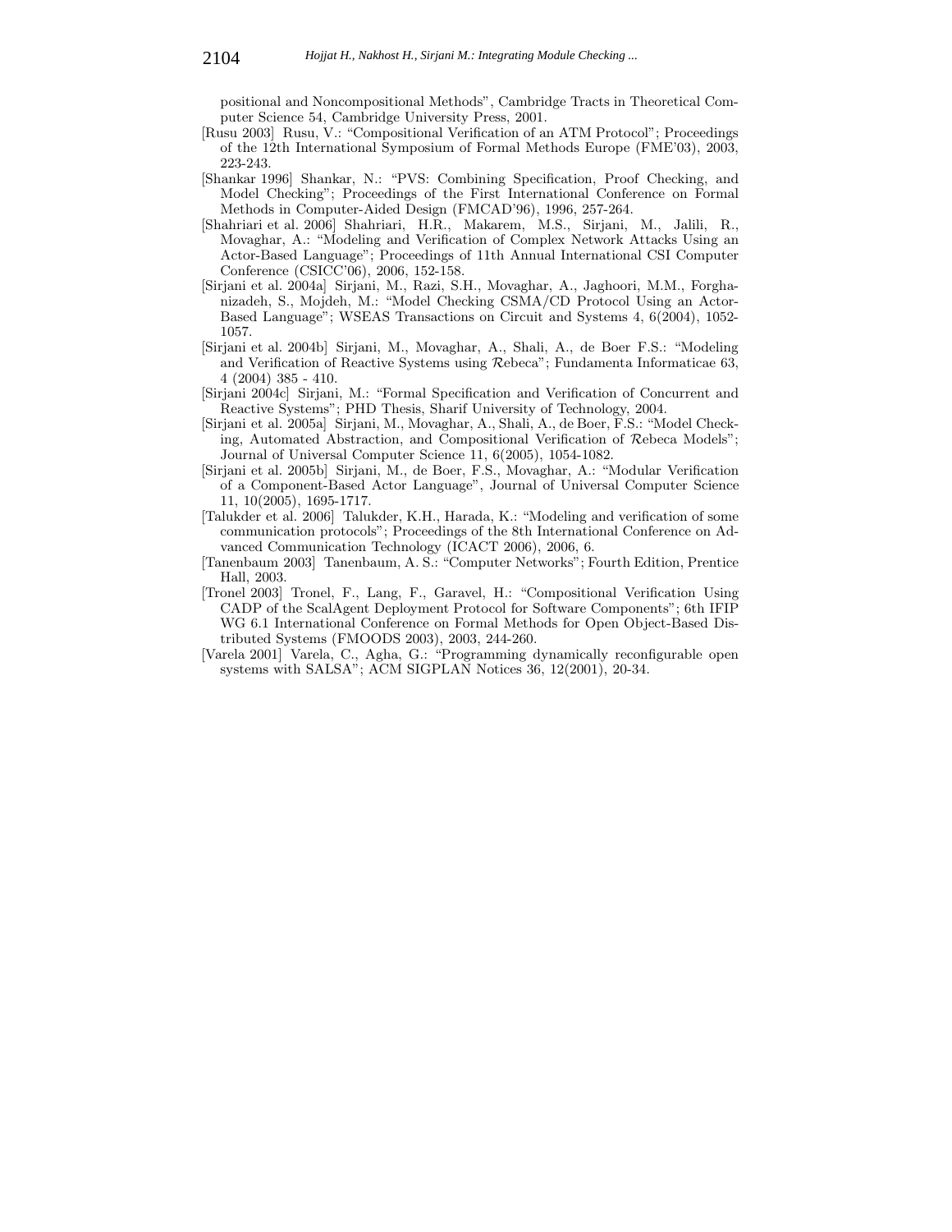positional and Noncompositional Methods", Cambridge Tracts in Theoretical Computer Science 54, Cambridge University Press, 2001.

[Rusu 2003] Rusu, V.: "Compositional Verification of an ATM Protocol"; Proceedings of the 12th International Symposium of Formal Methods Europe (FME'03), 2003, 223-243.

[Shankar 1996] Shankar, N.: "PVS: Combining Specification, Proof Checking, and Model Checking"; Proceedings of the First International Conference on Formal Methods in Computer-Aided Design (FMCAD'96), 1996, 257-264.

[Shahriari et al. 2006] Shahriari, H.R., Makarem, M.S., Sirjani, M., Jalili, R., Movaghar, A.: "Modeling and Verification of Complex Network Attacks Using an Actor-Based Language"; Proceedings of 11th Annual International CSI Computer Conference (CSICC'06), 2006, 152-158.

[Sirjani et al. 2004a] Sirjani, M., Razi, S.H., Movaghar, A., Jaghoori, M.M., Forghanizadeh, S., Mojdeh, M.: "Model Checking CSMA/CD Protocol Using an Actor-Based Language"; WSEAS Transactions on Circuit and Systems 4, 6(2004), 1052-1057.

[Sirjani et al. 2004b] Sirjani, M., Movaghar, A., Shali, A., de Boer F.S.: "Modeling and Verification of Reactive Systems using $\mathcal{R}$ebeca"; Fundamenta Informaticae 63, 4 (2004) 385 - 410.

[Sirjani 2004c] Sirjani, M.: "Formal Specification and Verification of Concurrent and Reactive Systems"; PHD Thesis, Sharif University of Technology, 2004.

[Sirjani et al. 2005a] Sirjani, M., Movaghar, A., Shali, A., de Boer, F.S.: "Model Checking, Automated Abstraction, and Compositional Verification of $\mathcal{R}$ebeca Models"; Journal of Universal Computer Science 11, 6(2005), 1054-1082.

[Sirjani et al. 2005b] Sirjani, M., de Boer, F.S., Movaghar, A.: "Modular Verification of a Component-Based Actor Language", Journal of Universal Computer Science 11, 10(2005), 1695-1717.

[Talukder et al. 2006] Talukder, K.H., Harada, K.: "Modeling and verification of some communication protocols"; Proceedings of the 8th International Conference on Advanced Communication Technology (ICACT 2006), 2006, 6.

[Tanenbaum 2003] Tanenbaum, A. S.: "Computer Networks"; Fourth Edition, Prentice Hall, 2003.

[Tronel 2003] Tronel, F., Lang, F., Garavel, H.: "Compositional Verification Using CADP of the ScalAgent Deployment Protocol for Software Components"; 6th IFIP WG 6.1 International Conference on Formal Methods for Open Object-Based Distributed Systems (FMOODS 2003), 2003, 244-260.

[Varela 2001] Varela, C., Agha, G.: "Programming dynamically reconfigurable open systems with SALSA"; ACM SIGPLAN Notices 36, 12(2001), 20-34.